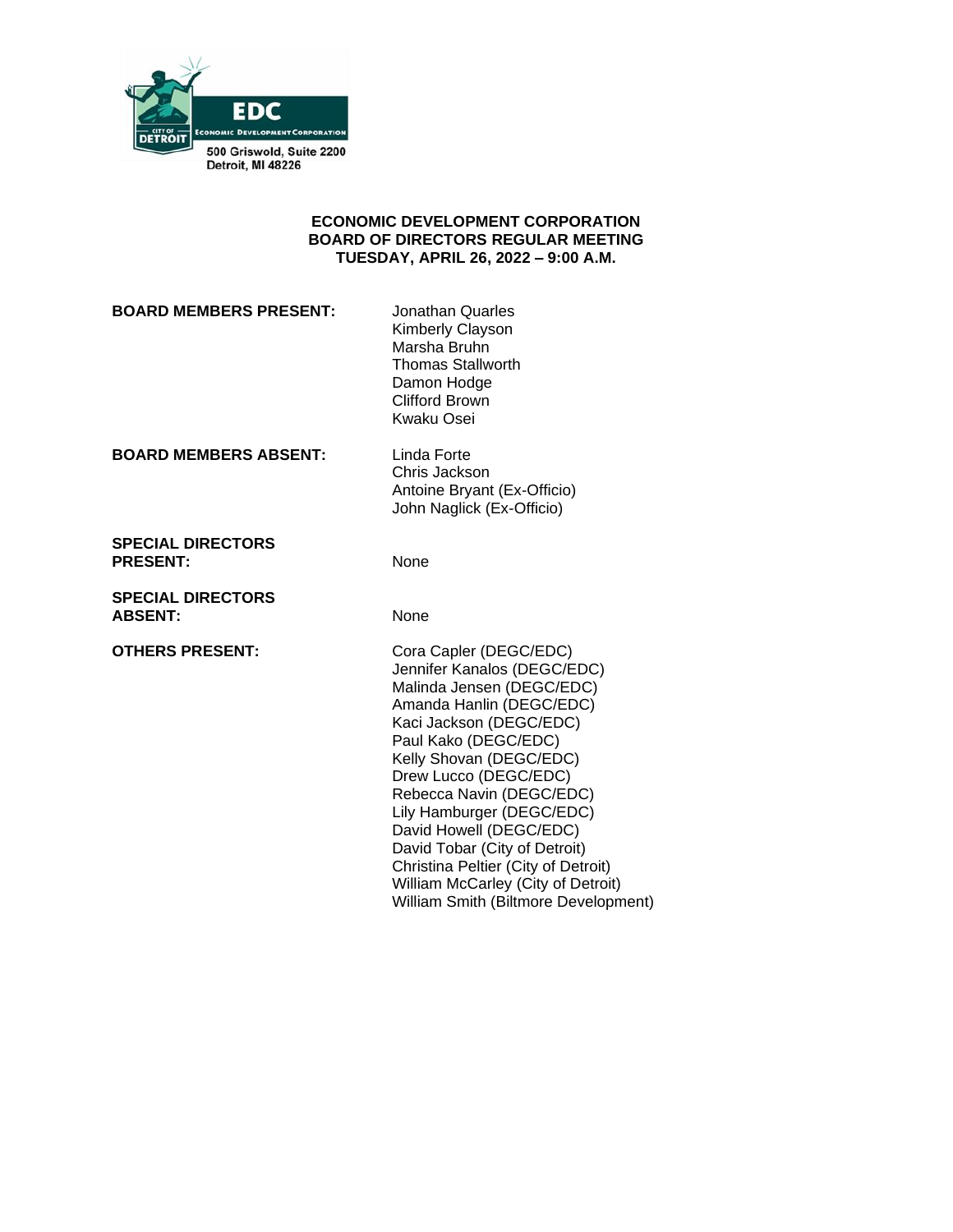EDC

CITY OF DETROIT

ECONOMIC DEVELOPMENT CORPORATION

500 Griswold, Suite 2200
Detroit, MI 48226

**ECONOMIC DEVELOPMENT CORPORATION**
**BOARD OF DIRECTORS REGULAR MEETING**
**TUESDAY, APRIL 26, 2022 – 9:00 A.M.**

| | |
|---|---|
| **BOARD MEMBERS PRESENT:** | Jonathan Quarles<br>Kimberly Clayson<br>Marsha Bruhn<br>Thomas Stallworth<br>Damon Hodge<br>Clifford Brown<br>Kwaku Osei |
| **BOARD MEMBERS ABSENT:** | Linda Forte<br>Chris Jackson<br>Antoine Bryant (Ex-Officio)<br>John Naglick (Ex-Officio) |
| **SPECIAL DIRECTORS PRESENT:** | None |
| **SPECIAL DIRECTORS ABSENT:** | None |
| **OTHERS PRESENT:** | Cora Capler (DEGC/EDC)<br>Jennifer Kanalos (DEGC/EDC)<br>Malinda Jensen (DEGC/EDC)<br>Amanda Hanlin (DEGC/EDC)<br>Kaci Jackson (DEGC/EDC)<br>Paul Kako (DEGC/EDC)<br>Kelly Shovan (DEGC/EDC)<br>Drew Lucco (DEGC/EDC)<br>Rebecca Navin (DEGC/EDC)<br>Lily Hamburger (DEGC/EDC)<br>David Howell (DEGC/EDC)<br>David Tobar (City of Detroit)<br>Christina Peltier (City of Detroit)<br>William McCarley (City of Detroit)<br>William Smith (Biltmore Development) |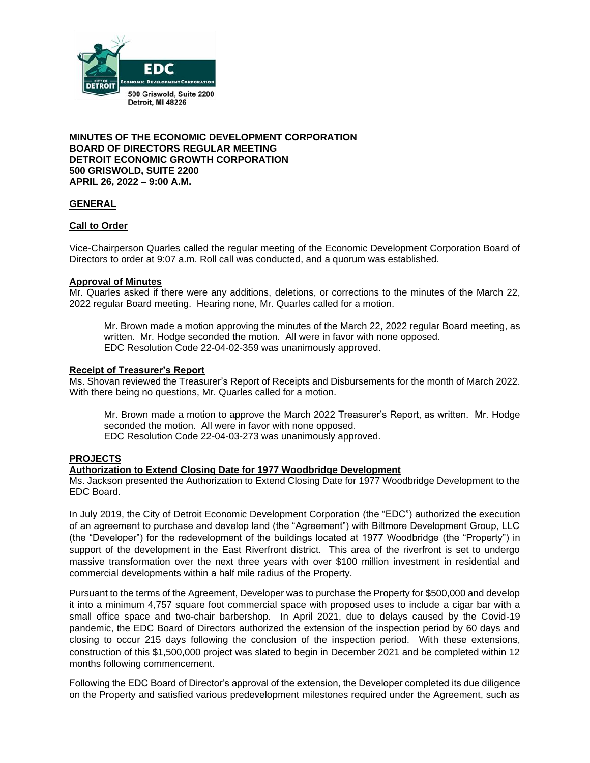EDC

Economic Development Corporation

500 Griswold, Suite 2200
Detroit, MI 48226

**MINUTES OF THE ECONOMIC DEVELOPMENT CORPORATION**
**BOARD OF DIRECTORS REGULAR MEETING**
**DETROIT ECONOMIC GROWTH CORPORATION**
**500 GRISWOLD, SUITE 2200**
**APRIL 26, 2022 – 9:00 A.M.**

## GENERAL

### Call to Order

Vice-Chairperson Quarles called the regular meeting of the Economic Development Corporation Board of Directors to order at 9:07 a.m. Roll call was conducted, and a quorum was established.

### Approval of Minutes

Mr. Quarles asked if there were any additions, deletions, or corrections to the minutes of the March 22, 2022 regular Board meeting. Hearing none, Mr. Quarles called for a motion.

> Mr. Brown made a motion approving the minutes of the March 22, 2022 regular Board meeting, as written. Mr. Hodge seconded the motion. All were in favor with none opposed.
> EDC Resolution Code 22-04-02-359 was unanimously approved.

### Receipt of Treasurer's Report

Ms. Shovan reviewed the Treasurer's Report of Receipts and Disbursements for the month of March 2022. With there being no questions, Mr. Quarles called for a motion.

> Mr. Brown made a motion to approve the March 2022 Treasurer's Report, as written. Mr. Hodge seconded the motion. All were in favor with none opposed.
> EDC Resolution Code 22-04-03-273 was unanimously approved.

## PROJECTS

### Authorization to Extend Closing Date for 1977 Woodbridge Development

Ms. Jackson presented the Authorization to Extend Closing Date for 1977 Woodbridge Development to the EDC Board.

In July 2019, the City of Detroit Economic Development Corporation (the "EDC") authorized the execution of an agreement to purchase and develop land (the "Agreement") with Biltmore Development Group, LLC (the "Developer") for the redevelopment of the buildings located at 1977 Woodbridge (the "Property") in support of the development in the East Riverfront district. This area of the riverfront is set to undergo massive transformation over the next three years with over $100 million investment in residential and commercial developments within a half mile radius of the Property.

Pursuant to the terms of the Agreement, Developer was to purchase the Property for $500,000 and develop it into a minimum 4,757 square foot commercial space with proposed uses to include a cigar bar with a small office space and two-chair barbershop. In April 2021, due to delays caused by the Covid-19 pandemic, the EDC Board of Directors authorized the extension of the inspection period by 60 days and closing to occur 215 days following the conclusion of the inspection period. With these extensions, construction of this $1,500,000 project was slated to begin in December 2021 and be completed within 12 months following commencement.

Following the EDC Board of Director's approval of the extension, the Developer completed its due diligence on the Property and satisfied various predevelopment milestones required under the Agreement, such as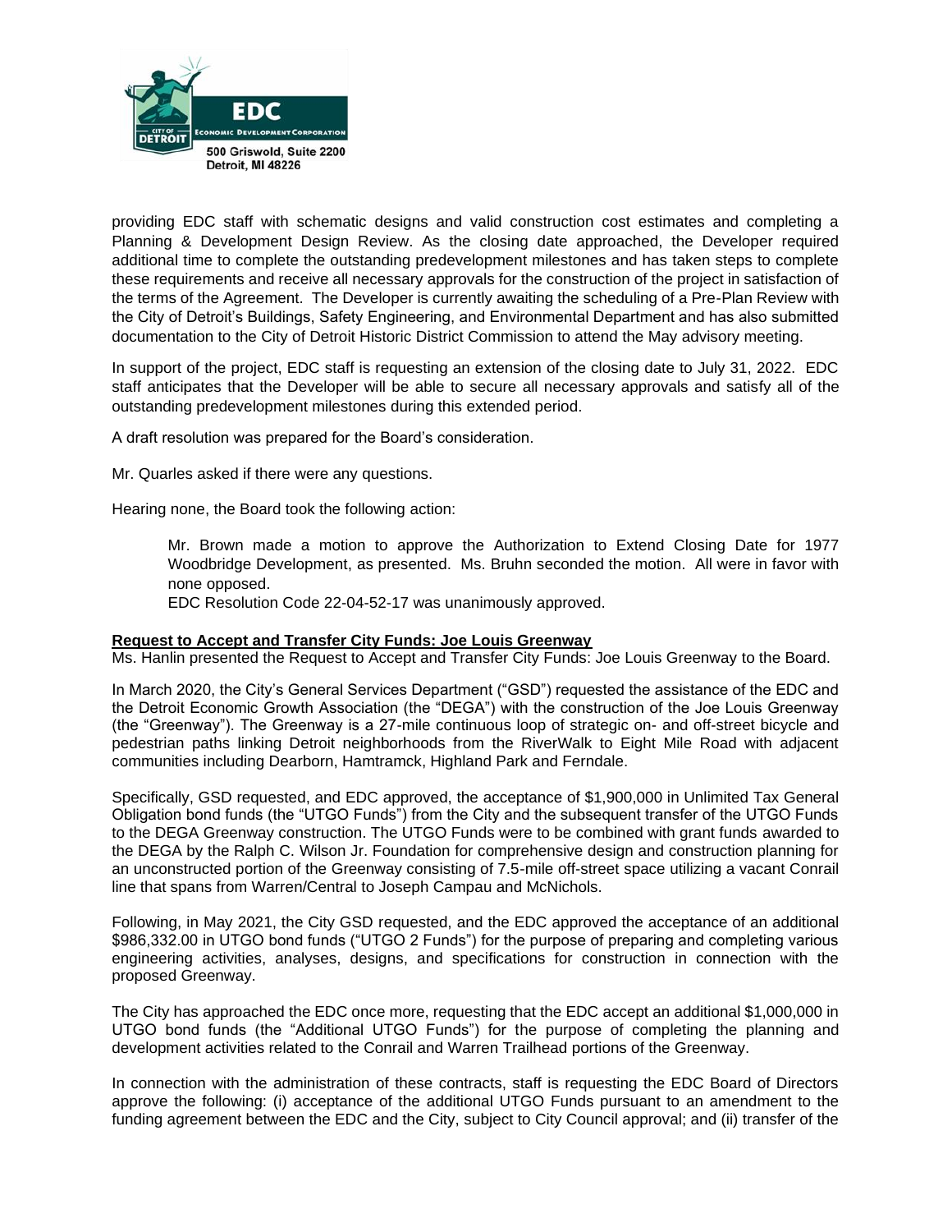providing EDC staff with schematic designs and valid construction cost estimates and completing a Planning & Development Design Review. As the closing date approached, the Developer required additional time to complete the outstanding predevelopment milestones and has taken steps to complete these requirements and receive all necessary approvals for the construction of the project in satisfaction of the terms of the Agreement. The Developer is currently awaiting the scheduling of a Pre-Plan Review with the City of Detroit's Buildings, Safety Engineering, and Environmental Department and has also submitted documentation to the City of Detroit Historic District Commission to attend the May advisory meeting.

In support of the project, EDC staff is requesting an extension of the closing date to July 31, 2022. EDC staff anticipates that the Developer will be able to secure all necessary approvals and satisfy all of the outstanding predevelopment milestones during this extended period.

A draft resolution was prepared for the Board's consideration.

Mr. Quarles asked if there were any questions.

Hearing none, the Board took the following action:

> Mr. Brown made a motion to approve the Authorization to Extend Closing Date for 1977 Woodbridge Development, as presented. Ms. Bruhn seconded the motion. All were in favor with none opposed.
>
> EDC Resolution Code 22-04-52-17 was unanimously approved.

**Request to Accept and Transfer City Funds: Joe Louis Greenway**

Ms. Hanlin presented the Request to Accept and Transfer City Funds: Joe Louis Greenway to the Board.

In March 2020, the City's General Services Department ("GSD") requested the assistance of the EDC and the Detroit Economic Growth Association (the "DEGA") with the construction of the Joe Louis Greenway (the "Greenway"). The Greenway is a 27-mile continuous loop of strategic on- and off-street bicycle and pedestrian paths linking Detroit neighborhoods from the RiverWalk to Eight Mile Road with adjacent communities including Dearborn, Hamtramck, Highland Park and Ferndale.

Specifically, GSD requested, and EDC approved, the acceptance of $1,900,000 in Unlimited Tax General Obligation bond funds (the "UTGO Funds") from the City and the subsequent transfer of the UTGO Funds to the DEGA Greenway construction. The UTGO Funds were to be combined with grant funds awarded to the DEGA by the Ralph C. Wilson Jr. Foundation for comprehensive design and construction planning for an unconstructed portion of the Greenway consisting of 7.5-mile off-street space utilizing a vacant Conrail line that spans from Warren/Central to Joseph Campau and McNichols.

Following, in May 2021, the City GSD requested, and the EDC approved the acceptance of an additional $986,332.00 in UTGO bond funds ("UTGO 2 Funds") for the purpose of preparing and completing various engineering activities, analyses, designs, and specifications for construction in connection with the proposed Greenway.

The City has approached the EDC once more, requesting that the EDC accept an additional $1,000,000 in UTGO bond funds (the "Additional UTGO Funds") for the purpose of completing the planning and development activities related to the Conrail and Warren Trailhead portions of the Greenway.

In connection with the administration of these contracts, staff is requesting the EDC Board of Directors approve the following: (i) acceptance of the additional UTGO Funds pursuant to an amendment to the funding agreement between the EDC and the City, subject to City Council approval; and (ii) transfer of the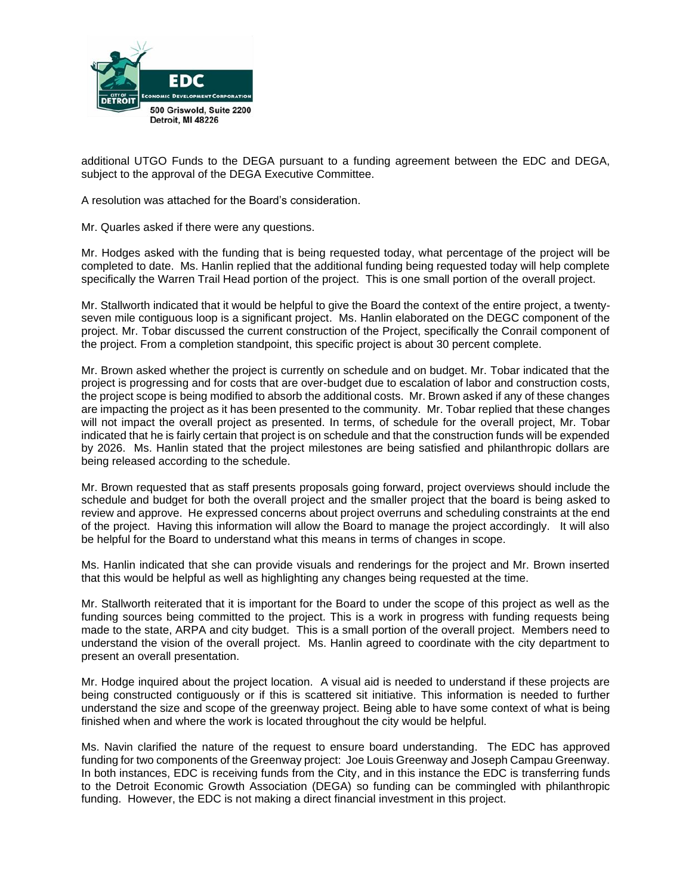additional UTGO Funds to the DEGA pursuant to a funding agreement between the EDC and DEGA, subject to the approval of the DEGA Executive Committee.

A resolution was attached for the Board's consideration.

Mr. Quarles asked if there were any questions.

Mr. Hodges asked with the funding that is being requested today, what percentage of the project will be completed to date. Ms. Hanlin replied that the additional funding being requested today will help complete specifically the Warren Trail Head portion of the project. This is one small portion of the overall project.

Mr. Stallworth indicated that it would be helpful to give the Board the context of the entire project, a twenty-seven mile contiguous loop is a significant project. Ms. Hanlin elaborated on the DEGC component of the project. Mr. Tobar discussed the current construction of the Project, specifically the Conrail component of the project. From a completion standpoint, this specific project is about 30 percent complete.

Mr. Brown asked whether the project is currently on schedule and on budget. Mr. Tobar indicated that the project is progressing and for costs that are over-budget due to escalation of labor and construction costs, the project scope is being modified to absorb the additional costs. Mr. Brown asked if any of these changes are impacting the project as it has been presented to the community. Mr. Tobar replied that these changes will not impact the overall project as presented. In terms, of schedule for the overall project, Mr. Tobar indicated that he is fairly certain that project is on schedule and that the construction funds will be expended by 2026. Ms. Hanlin stated that the project milestones are being satisfied and philanthropic dollars are being released according to the schedule.

Mr. Brown requested that as staff presents proposals going forward, project overviews should include the schedule and budget for both the overall project and the smaller project that the board is being asked to review and approve. He expressed concerns about project overruns and scheduling constraints at the end of the project. Having this information will allow the Board to manage the project accordingly. It will also be helpful for the Board to understand what this means in terms of changes in scope.

Ms. Hanlin indicated that she can provide visuals and renderings for the project and Mr. Brown inserted that this would be helpful as well as highlighting any changes being requested at the time.

Mr. Stallworth reiterated that it is important for the Board to under the scope of this project as well as the funding sources being committed to the project. This is a work in progress with funding requests being made to the state, ARPA and city budget. This is a small portion of the overall project. Members need to understand the vision of the overall project. Ms. Hanlin agreed to coordinate with the city department to present an overall presentation.

Mr. Hodge inquired about the project location. A visual aid is needed to understand if these projects are being constructed contiguously or if this is scattered sit initiative. This information is needed to further understand the size and scope of the greenway project. Being able to have some context of what is being finished when and where the work is located throughout the city would be helpful.

Ms. Navin clarified the nature of the request to ensure board understanding. The EDC has approved funding for two components of the Greenway project: Joe Louis Greenway and Joseph Campau Greenway. In both instances, EDC is receiving funds from the City, and in this instance the EDC is transferring funds to the Detroit Economic Growth Association (DEGA) so funding can be commingled with philanthropic funding. However, the EDC is not making a direct financial investment in this project.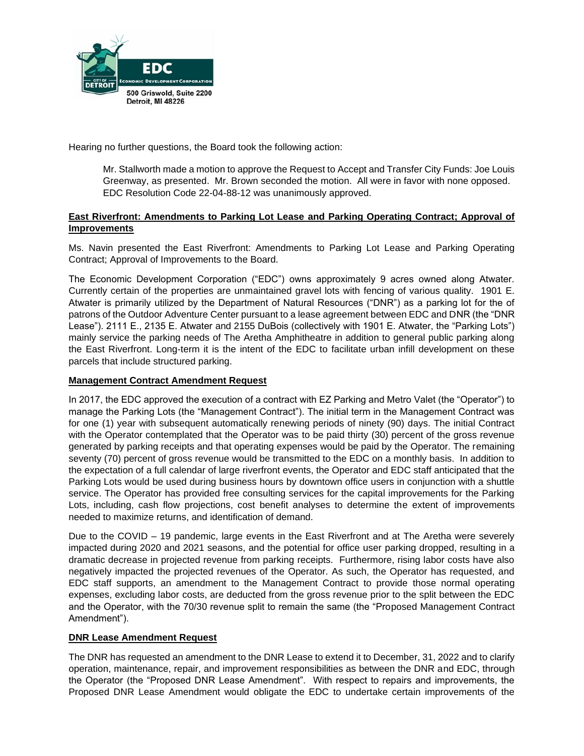Hearing no further questions, the Board took the following action:

> Mr. Stallworth made a motion to approve the Request to Accept and Transfer City Funds: Joe Louis Greenway, as presented. Mr. Brown seconded the motion. All were in favor with none opposed. EDC Resolution Code 22-04-88-12 was unanimously approved.

**East Riverfront: Amendments to Parking Lot Lease and Parking Operating Contract; Approval of Improvements**

Ms. Navin presented the East Riverfront: Amendments to Parking Lot Lease and Parking Operating Contract; Approval of Improvements to the Board.

The Economic Development Corporation ("EDC") owns approximately 9 acres owned along Atwater. Currently certain of the properties are unmaintained gravel lots with fencing of various quality. 1901 E. Atwater is primarily utilized by the Department of Natural Resources ("DNR") as a parking lot for the of patrons of the Outdoor Adventure Center pursuant to a lease agreement between EDC and DNR (the "DNR Lease"). 2111 E., 2135 E. Atwater and 2155 DuBois (collectively with 1901 E. Atwater, the "Parking Lots") mainly service the parking needs of The Aretha Amphitheatre in addition to general public parking along the East Riverfront. Long-term it is the intent of the EDC to facilitate urban infill development on these parcels that include structured parking.

**Management Contract Amendment Request**

In 2017, the EDC approved the execution of a contract with EZ Parking and Metro Valet (the "Operator") to manage the Parking Lots (the "Management Contract"). The initial term in the Management Contract was for one (1) year with subsequent automatically renewing periods of ninety (90) days. The initial Contract with the Operator contemplated that the Operator was to be paid thirty (30) percent of the gross revenue generated by parking receipts and that operating expenses would be paid by the Operator. The remaining seventy (70) percent of gross revenue would be transmitted to the EDC on a monthly basis. In addition to the expectation of a full calendar of large riverfront events, the Operator and EDC staff anticipated that the Parking Lots would be used during business hours by downtown office users in conjunction with a shuttle service. The Operator has provided free consulting services for the capital improvements for the Parking Lots, including, cash flow projections, cost benefit analyses to determine the extent of improvements needed to maximize returns, and identification of demand.

Due to the COVID – 19 pandemic, large events in the East Riverfront and at The Aretha were severely impacted during 2020 and 2021 seasons, and the potential for office user parking dropped, resulting in a dramatic decrease in projected revenue from parking receipts. Furthermore, rising labor costs have also negatively impacted the projected revenues of the Operator. As such, the Operator has requested, and EDC staff supports, an amendment to the Management Contract to provide those normal operating expenses, excluding labor costs, are deducted from the gross revenue prior to the split between the EDC and the Operator, with the 70/30 revenue split to remain the same (the "Proposed Management Contract Amendment").

**DNR Lease Amendment Request**

The DNR has requested an amendment to the DNR Lease to extend it to December, 31, 2022 and to clarify operation, maintenance, repair, and improvement responsibilities as between the DNR and EDC, through the Operator (the "Proposed DNR Lease Amendment". With respect to repairs and improvements, the Proposed DNR Lease Amendment would obligate the EDC to undertake certain improvements of the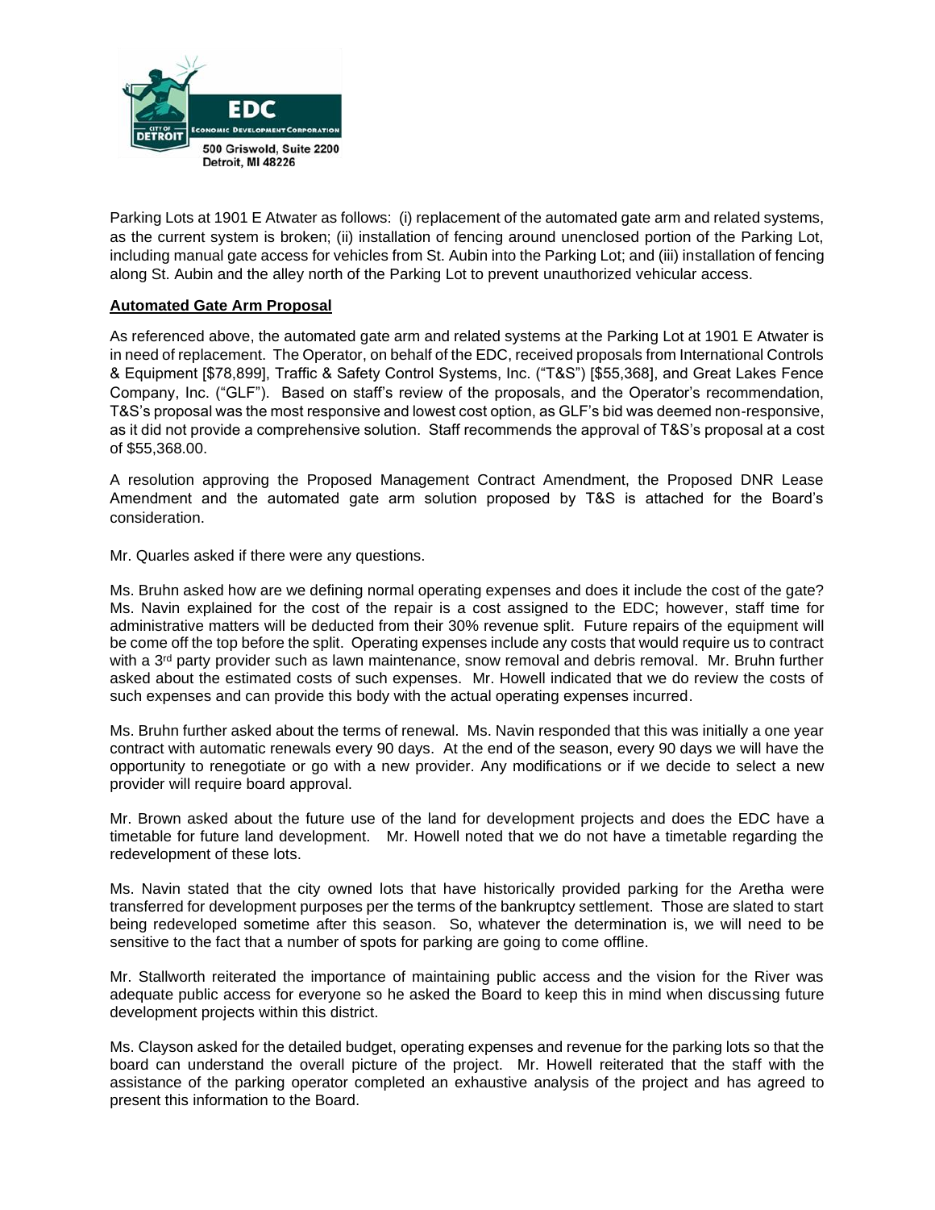Parking Lots at 1901 E Atwater as follows: (i) replacement of the automated gate arm and related systems, as the current system is broken; (ii) installation of fencing around unenclosed portion of the Parking Lot, including manual gate access for vehicles from St. Aubin into the Parking Lot; and (iii) installation of fencing along St. Aubin and the alley north of the Parking Lot to prevent unauthorized vehicular access.

**Automated Gate Arm Proposal**

As referenced above, the automated gate arm and related systems at the Parking Lot at 1901 E Atwater is in need of replacement. The Operator, on behalf of the EDC, received proposals from International Controls & Equipment [$78,899], Traffic & Safety Control Systems, Inc. ("T&S") [$55,368], and Great Lakes Fence Company, Inc. ("GLF"). Based on staff's review of the proposals, and the Operator's recommendation, T&S's proposal was the most responsive and lowest cost option, as GLF's bid was deemed non-responsive, as it did not provide a comprehensive solution. Staff recommends the approval of T&S's proposal at a cost of $55,368.00.

A resolution approving the Proposed Management Contract Amendment, the Proposed DNR Lease Amendment and the automated gate arm solution proposed by T&S is attached for the Board's consideration.

Mr. Quarles asked if there were any questions.

Ms. Bruhn asked how are we defining normal operating expenses and does it include the cost of the gate? Ms. Navin explained for the cost of the repair is a cost assigned to the EDC; however, staff time for administrative matters will be deducted from their 30% revenue split. Future repairs of the equipment will be come off the top before the split. Operating expenses include any costs that would require us to contract with a 3rd party provider such as lawn maintenance, snow removal and debris removal. Mr. Bruhn further asked about the estimated costs of such expenses. Mr. Howell indicated that we do review the costs of such expenses and can provide this body with the actual operating expenses incurred.

Ms. Bruhn further asked about the terms of renewal. Ms. Navin responded that this was initially a one year contract with automatic renewals every 90 days. At the end of the season, every 90 days we will have the opportunity to renegotiate or go with a new provider. Any modifications or if we decide to select a new provider will require board approval.

Mr. Brown asked about the future use of the land for development projects and does the EDC have a timetable for future land development. Mr. Howell noted that we do not have a timetable regarding the redevelopment of these lots.

Ms. Navin stated that the city owned lots that have historically provided parking for the Aretha were transferred for development purposes per the terms of the bankruptcy settlement. Those are slated to start being redeveloped sometime after this season. So, whatever the determination is, we will need to be sensitive to the fact that a number of spots for parking are going to come offline.

Mr. Stallworth reiterated the importance of maintaining public access and the vision for the River was adequate public access for everyone so he asked the Board to keep this in mind when discussing future development projects within this district.

Ms. Clayson asked for the detailed budget, operating expenses and revenue for the parking lots so that the board can understand the overall picture of the project. Mr. Howell reiterated that the staff with the assistance of the parking operator completed an exhaustive analysis of the project and has agreed to present this information to the Board.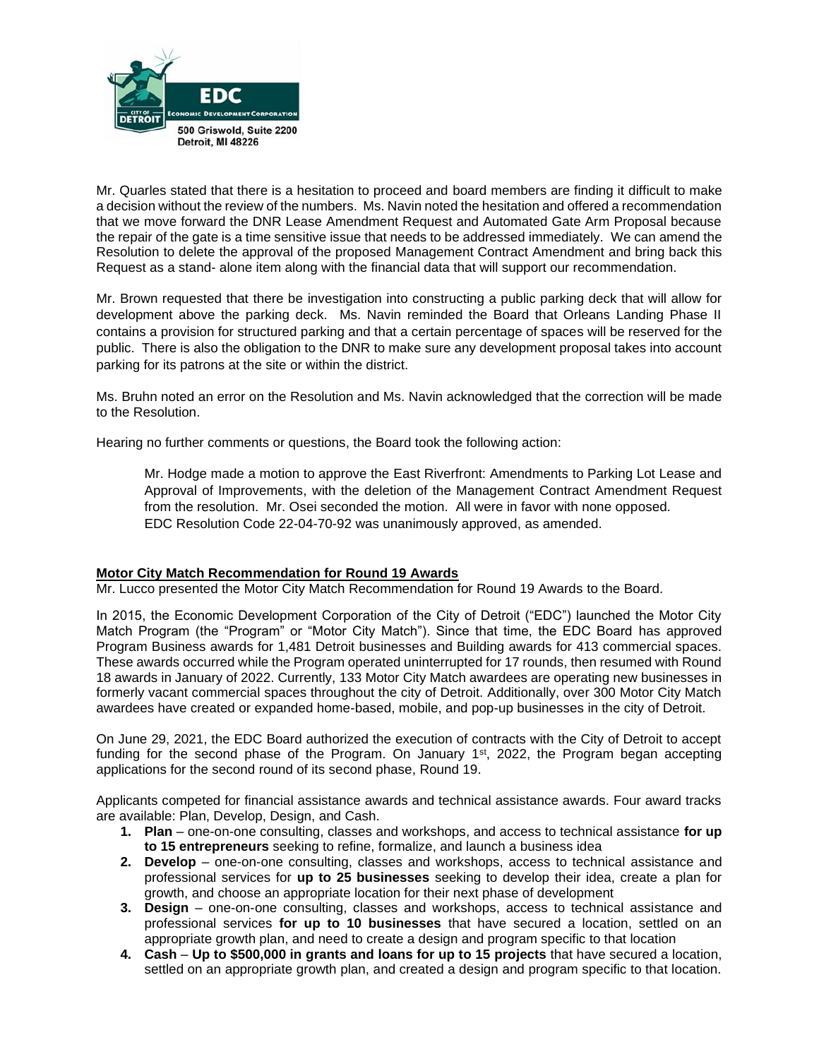Mr. Quarles stated that there is a hesitation to proceed and board members are finding it difficult to make a decision without the review of the numbers. Ms. Navin noted the hesitation and offered a recommendation that we move forward the DNR Lease Amendment Request and Automated Gate Arm Proposal because the repair of the gate is a time sensitive issue that needs to be addressed immediately. We can amend the Resolution to delete the approval of the proposed Management Contract Amendment and bring back this Request as a stand- alone item along with the financial data that will support our recommendation.

Mr. Brown requested that there be investigation into constructing a public parking deck that will allow for development above the parking deck. Ms. Navin reminded the Board that Orleans Landing Phase II contains a provision for structured parking and that a certain percentage of spaces will be reserved for the public. There is also the obligation to the DNR to make sure any development proposal takes into account parking for its patrons at the site or within the district.

Ms. Bruhn noted an error on the Resolution and Ms. Navin acknowledged that the correction will be made to the Resolution.

Hearing no further comments or questions, the Board took the following action:

> Mr. Hodge made a motion to approve the East Riverfront: Amendments to Parking Lot Lease and Approval of Improvements, with the deletion of the Management Contract Amendment Request from the resolution. Mr. Osei seconded the motion. All were in favor with none opposed.
> EDC Resolution Code 22-04-70-92 was unanimously approved, as amended.

**Motor City Match Recommendation for Round 19 Awards**

Mr. Lucco presented the Motor City Match Recommendation for Round 19 Awards to the Board.

In 2015, the Economic Development Corporation of the City of Detroit ("EDC") launched the Motor City Match Program (the "Program" or "Motor City Match"). Since that time, the EDC Board has approved Program Business awards for 1,481 Detroit businesses and Building awards for 413 commercial spaces. These awards occurred while the Program operated uninterrupted for 17 rounds, then resumed with Round 18 awards in January of 2022. Currently, 133 Motor City Match awardees are operating new businesses in formerly vacant commercial spaces throughout the city of Detroit. Additionally, over 300 Motor City Match awardees have created or expanded home-based, mobile, and pop-up businesses in the city of Detroit.

On June 29, 2021, the EDC Board authorized the execution of contracts with the City of Detroit to accept funding for the second phase of the Program. On January 1st, 2022, the Program began accepting applications for the second round of its second phase, Round 19.

Applicants competed for financial assistance awards and technical assistance awards. Four award tracks are available: Plan, Develop, Design, and Cash.

1. **Plan** – one-on-one consulting, classes and workshops, and access to technical assistance **for up to 15 entrepreneurs** seeking to refine, formalize, and launch a business idea
2. **Develop** – one-on-one consulting, classes and workshops, access to technical assistance and professional services for **up to 25 businesses** seeking to develop their idea, create a plan for growth, and choose an appropriate location for their next phase of development
3. **Design** – one-on-one consulting, classes and workshops, access to technical assistance and professional services **for up to 10 businesses** that have secured a location, settled on an appropriate growth plan, and need to create a design and program specific to that location
4. **Cash** – **Up to $500,000 in grants and loans for up to 15 projects** that have secured a location, settled on an appropriate growth plan, and created a design and program specific to that location.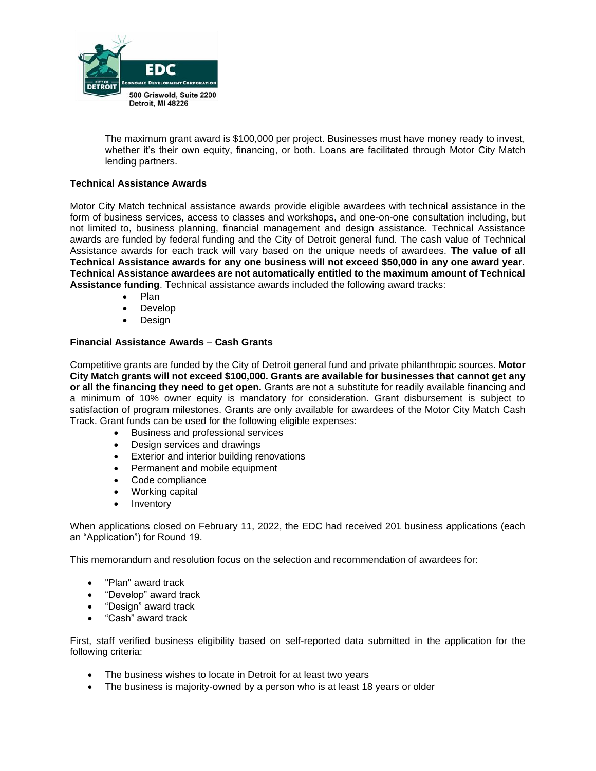The maximum grant award is $100,000 per project. Businesses must have money ready to invest, whether it's their own equity, financing, or both. Loans are facilitated through Motor City Match lending partners.

**Technical Assistance Awards**

Motor City Match technical assistance awards provide eligible awardees with technical assistance in the form of business services, access to classes and workshops, and one-on-one consultation including, but not limited to, business planning, financial management and design assistance. Technical Assistance awards are funded by federal funding and the City of Detroit general fund. The cash value of Technical Assistance awards for each track will vary based on the unique needs of awardees. **The value of all Technical Assistance awards for any one business will not exceed $50,000 in any one award year. Technical Assistance awardees are not automatically entitled to the maximum amount of Technical Assistance funding**. Technical assistance awards included the following award tracks:

- Plan
- Develop
- Design

**Financial Assistance Awards – Cash Grants**

Competitive grants are funded by the City of Detroit general fund and private philanthropic sources. **Motor City Match grants will not exceed $100,000. Grants are available for businesses that cannot get any or all the financing they need to get open.** Grants are not a substitute for readily available financing and a minimum of 10% owner equity is mandatory for consideration. Grant disbursement is subject to satisfaction of program milestones. Grants are only available for awardees of the Motor City Match Cash Track. Grant funds can be used for the following eligible expenses:

- Business and professional services
- Design services and drawings
- Exterior and interior building renovations
- Permanent and mobile equipment
- Code compliance
- Working capital
- Inventory

When applications closed on February 11, 2022, the EDC had received 201 business applications (each an "Application") for Round 19.

This memorandum and resolution focus on the selection and recommendation of awardees for:

- "Plan" award track
- "Develop" award track
- "Design" award track
- "Cash" award track

First, staff verified business eligibility based on self-reported data submitted in the application for the following criteria:

- The business wishes to locate in Detroit for at least two years
- The business is majority-owned by a person who is at least 18 years or older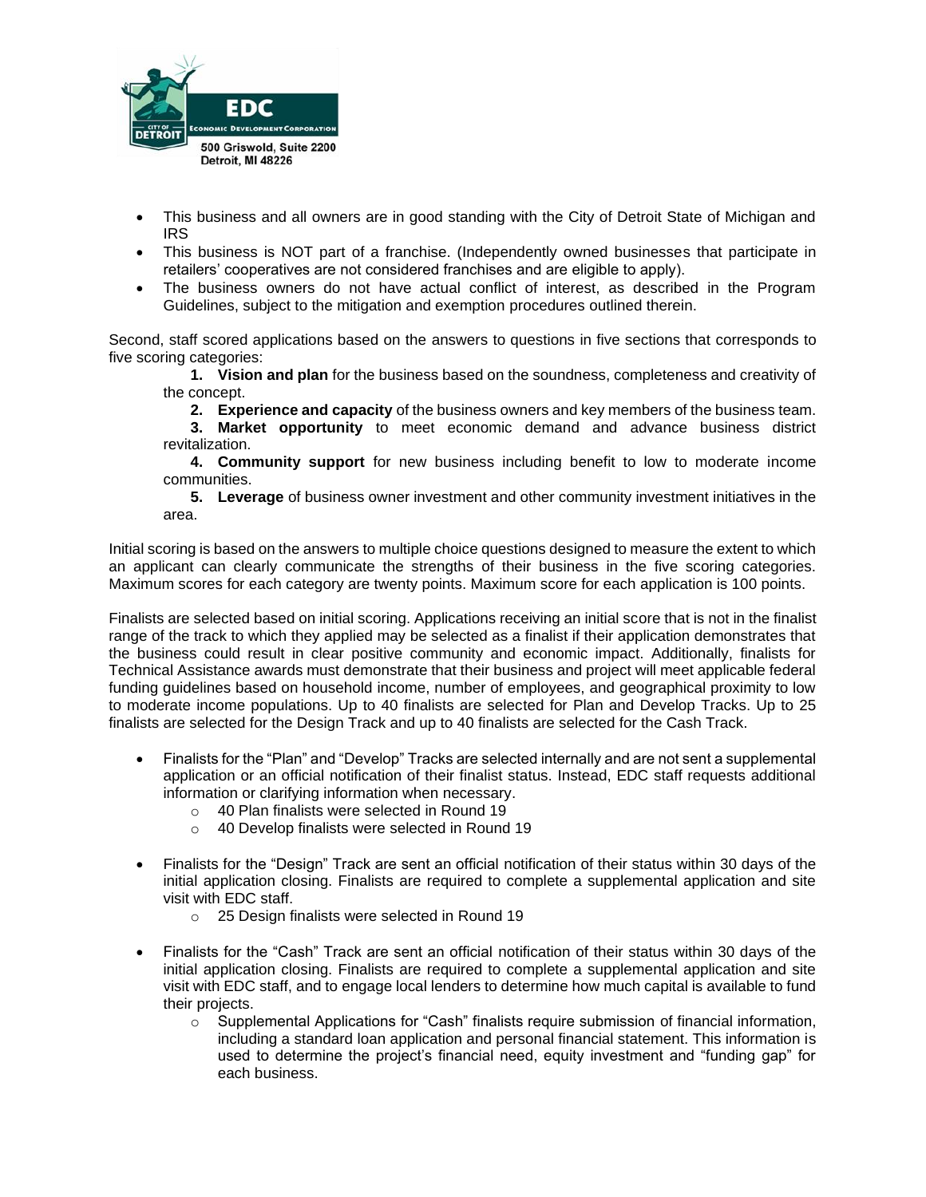- This business and all owners are in good standing with the City of Detroit State of Michigan and IRS
- This business is NOT part of a franchise. (Independently owned businesses that participate in retailers' cooperatives are not considered franchises and are eligible to apply).
- The business owners do not have actual conflict of interest, as described in the Program Guidelines, subject to the mitigation and exemption procedures outlined therein.

Second, staff scored applications based on the answers to questions in five sections that corresponds to five scoring categories:

1. **Vision and plan** for the business based on the soundness, completeness and creativity of the concept.
2. **Experience and capacity** of the business owners and key members of the business team.
3. **Market opportunity** to meet economic demand and advance business district revitalization.
4. **Community support** for new business including benefit to low to moderate income communities.
5. **Leverage** of business owner investment and other community investment initiatives in the area.

Initial scoring is based on the answers to multiple choice questions designed to measure the extent to which an applicant can clearly communicate the strengths of their business in the five scoring categories. Maximum scores for each category are twenty points. Maximum score for each application is 100 points.

Finalists are selected based on initial scoring. Applications receiving an initial score that is not in the finalist range of the track to which they applied may be selected as a finalist if their application demonstrates that the business could result in clear positive community and economic impact. Additionally, finalists for Technical Assistance awards must demonstrate that their business and project will meet applicable federal funding guidelines based on household income, number of employees, and geographical proximity to low to moderate income populations. Up to 40 finalists are selected for Plan and Develop Tracks. Up to 25 finalists are selected for the Design Track and up to 40 finalists are selected for the Cash Track.

- Finalists for the "Plan" and "Develop" Tracks are selected internally and are not sent a supplemental application or an official notification of their finalist status. Instead, EDC staff requests additional information or clarifying information when necessary.
  - 40 Plan finalists were selected in Round 19
  - 40 Develop finalists were selected in Round 19

- Finalists for the "Design" Track are sent an official notification of their status within 30 days of the initial application closing. Finalists are required to complete a supplemental application and site visit with EDC staff.
  - 25 Design finalists were selected in Round 19

- Finalists for the "Cash" Track are sent an official notification of their status within 30 days of the initial application closing. Finalists are required to complete a supplemental application and site visit with EDC staff, and to engage local lenders to determine how much capital is available to fund their projects.
  - Supplemental Applications for "Cash" finalists require submission of financial information, including a standard loan application and personal financial statement. This information is used to determine the project's financial need, equity investment and "funding gap" for each business.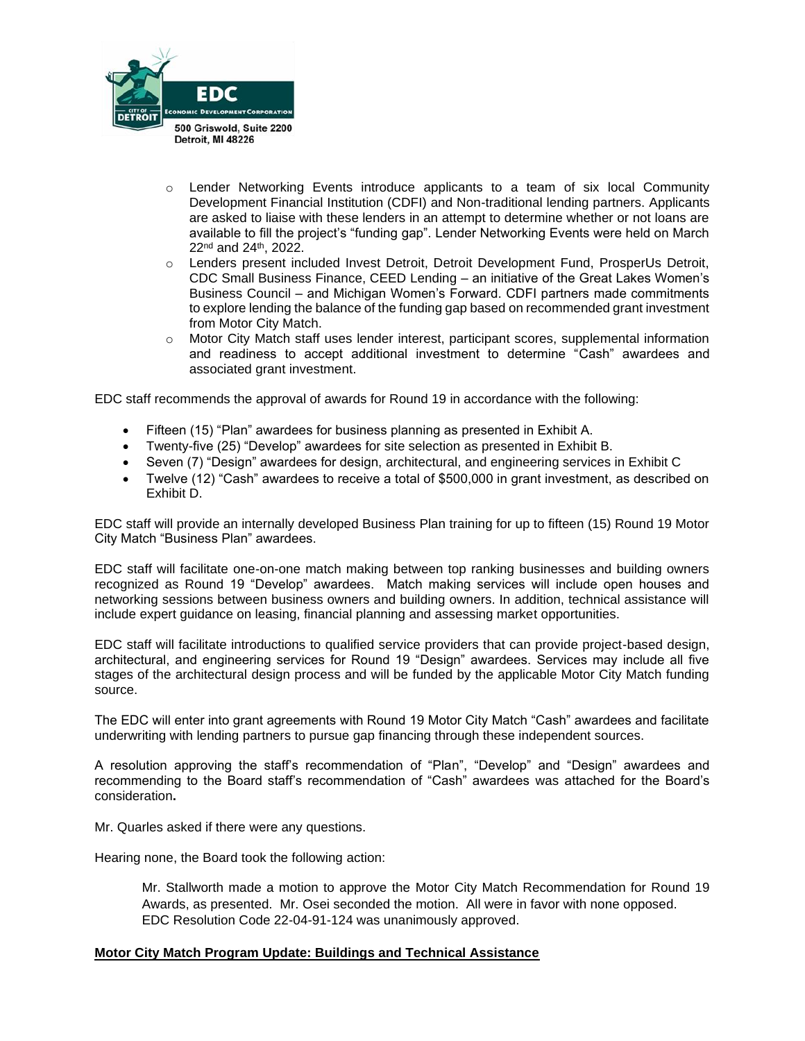- Lender Networking Events introduce applicants to a team of six local Community Development Financial Institution (CDFI) and Non-traditional lending partners. Applicants are asked to liaise with these lenders in an attempt to determine whether or not loans are available to fill the project's "funding gap". Lender Networking Events were held on March 22nd and 24th, 2022.
- Lenders present included Invest Detroit, Detroit Development Fund, ProsperUs Detroit, CDC Small Business Finance, CEED Lending – an initiative of the Great Lakes Women's Business Council – and Michigan Women's Forward. CDFI partners made commitments to explore lending the balance of the funding gap based on recommended grant investment from Motor City Match.
- Motor City Match staff uses lender interest, participant scores, supplemental information and readiness to accept additional investment to determine "Cash" awardees and associated grant investment.

EDC staff recommends the approval of awards for Round 19 in accordance with the following:

- Fifteen (15) "Plan" awardees for business planning as presented in Exhibit A.
- Twenty-five (25) "Develop" awardees for site selection as presented in Exhibit B.
- Seven (7) "Design" awardees for design, architectural, and engineering services in Exhibit C
- Twelve (12) "Cash" awardees to receive a total of $500,000 in grant investment, as described on Exhibit D.

EDC staff will provide an internally developed Business Plan training for up to fifteen (15) Round 19 Motor City Match "Business Plan" awardees.

EDC staff will facilitate one-on-one match making between top ranking businesses and building owners recognized as Round 19 "Develop" awardees. Match making services will include open houses and networking sessions between business owners and building owners. In addition, technical assistance will include expert guidance on leasing, financial planning and assessing market opportunities.

EDC staff will facilitate introductions to qualified service providers that can provide project-based design, architectural, and engineering services for Round 19 "Design" awardees. Services may include all five stages of the architectural design process and will be funded by the applicable Motor City Match funding source.

The EDC will enter into grant agreements with Round 19 Motor City Match "Cash" awardees and facilitate underwriting with lending partners to pursue gap financing through these independent sources.

A resolution approving the staff's recommendation of "Plan", "Develop" and "Design" awardees and recommending to the Board staff's recommendation of "Cash" awardees was attached for the Board's consideration**.**

Mr. Quarles asked if there were any questions.

Hearing none, the Board took the following action:

> Mr. Stallworth made a motion to approve the Motor City Match Recommendation for Round 19 Awards, as presented. Mr. Osei seconded the motion. All were in favor with none opposed. EDC Resolution Code 22-04-91-124 was unanimously approved.

**Motor City Match Program Update: Buildings and Technical Assistance**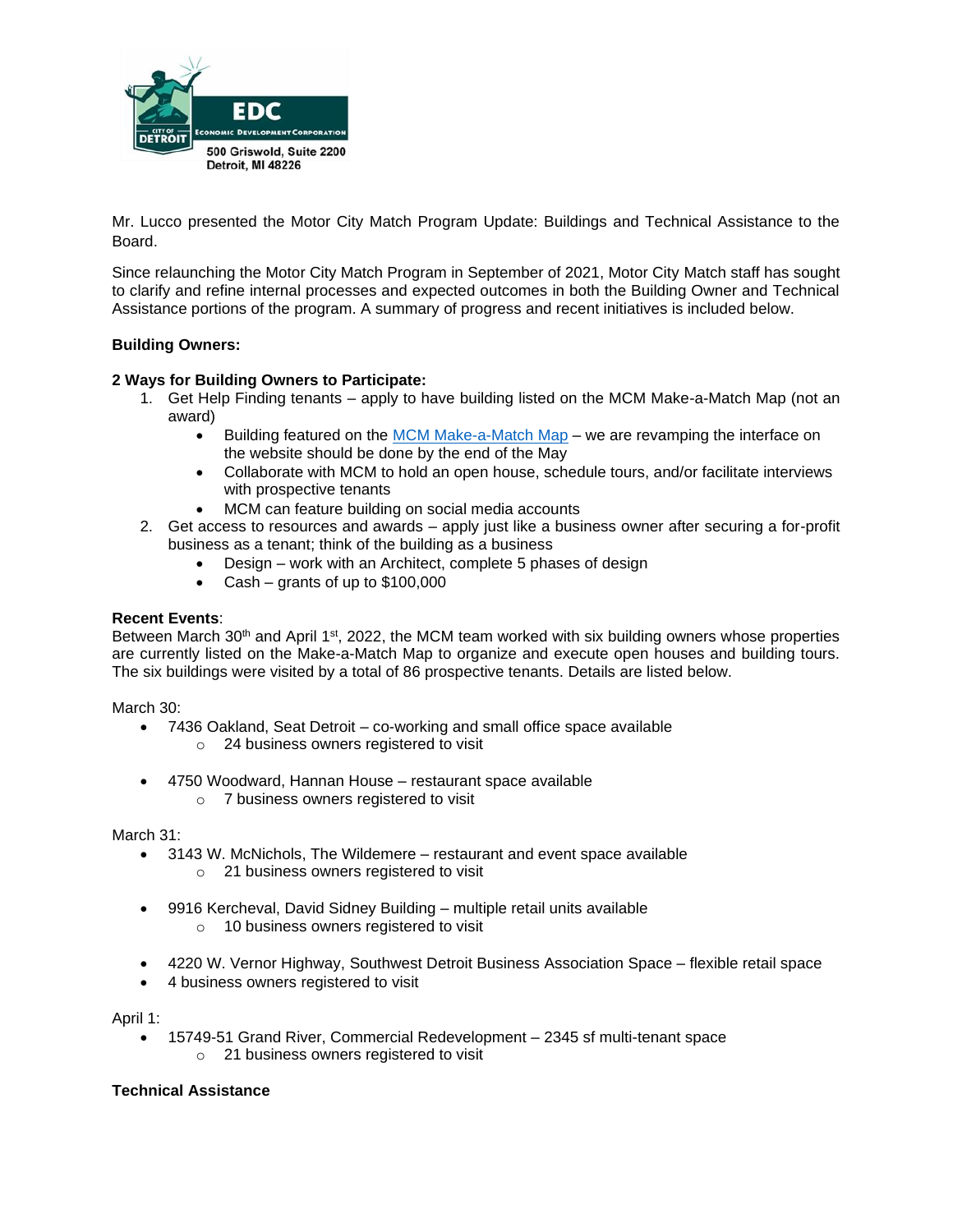Mr. Lucco presented the Motor City Match Program Update: Buildings and Technical Assistance to the Board.

Since relaunching the Motor City Match Program in September of 2021, Motor City Match staff has sought to clarify and refine internal processes and expected outcomes in both the Building Owner and Technical Assistance portions of the program. A summary of progress and recent initiatives is included below.

**Building Owners:**

**2 Ways for Building Owners to Participate:**

1. Get Help Finding tenants – apply to have building listed on the MCM Make-a-Match Map (not an award)
   - Building featured on the MCM Make-a-Match Map – we are revamping the interface on the website should be done by the end of the May
   - Collaborate with MCM to hold an open house, schedule tours, and/or facilitate interviews with prospective tenants
   - MCM can feature building on social media accounts
2. Get access to resources and awards – apply just like a business owner after securing a for-profit business as a tenant; think of the building as a business
   - Design – work with an Architect, complete 5 phases of design
   - Cash – grants of up to $100,000

**Recent Events**:
Between March 30th and April 1st, 2022, the MCM team worked with six building owners whose properties are currently listed on the Make-a-Match Map to organize and execute open houses and building tours. The six buildings were visited by a total of 86 prospective tenants. Details are listed below.

March 30:

- 7436 Oakland, Seat Detroit – co-working and small office space available
  - 24 business owners registered to visit
- 4750 Woodward, Hannan House – restaurant space available
  - 7 business owners registered to visit

March 31:

- 3143 W. McNichols, The Wildemere – restaurant and event space available
  - 21 business owners registered to visit
- 9916 Kercheval, David Sidney Building – multiple retail units available
  - 10 business owners registered to visit
- 4220 W. Vernor Highway, Southwest Detroit Business Association Space – flexible retail space
- 4 business owners registered to visit

April 1:

- 15749-51 Grand River, Commercial Redevelopment – 2345 sf multi-tenant space
  - 21 business owners registered to visit

**Technical Assistance**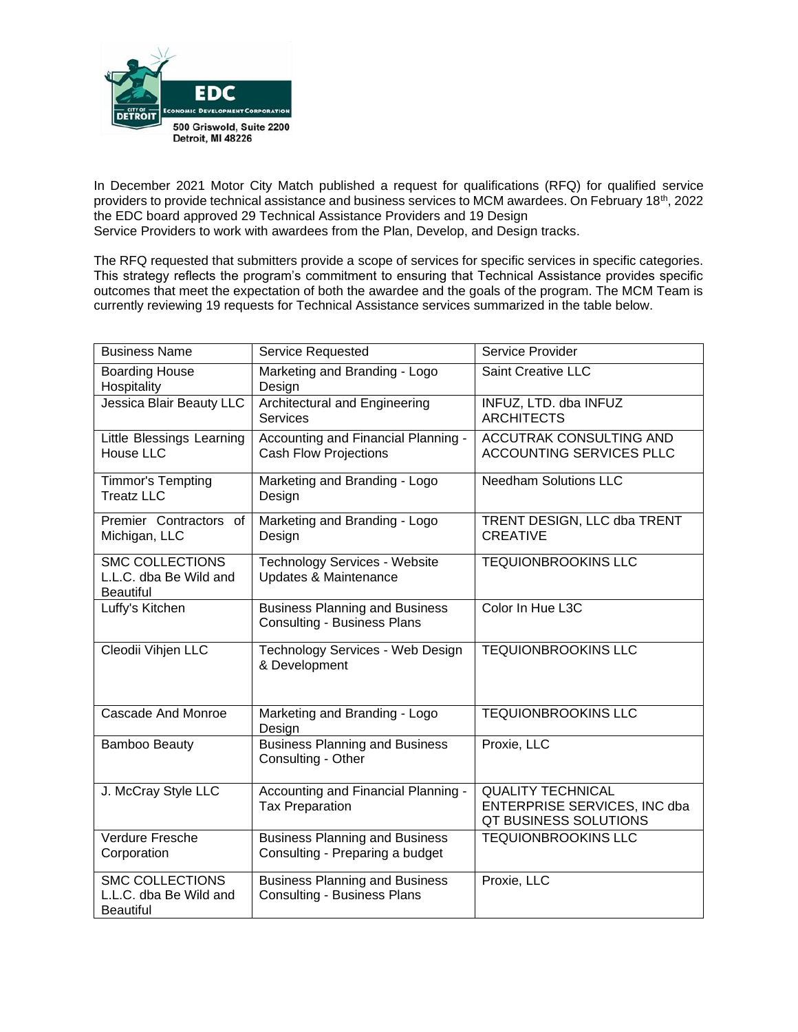EDC
CITY OF DETROIT
ECONOMIC DEVELOPMENT CORPORATION
500 Griswold, Suite 2200
Detroit, MI 48226

In December 2021 Motor City Match published a request for qualifications (RFQ) for qualified service providers to provide technical assistance and business services to MCM awardees. On February 18th, 2022 the EDC board approved 29 Technical Assistance Providers and 19 Design Service Providers to work with awardees from the Plan, Develop, and Design tracks.

The RFQ requested that submitters provide a scope of services for specific services in specific categories. This strategy reflects the program's commitment to ensuring that Technical Assistance provides specific outcomes that meet the expectation of both the awardee and the goals of the program. The MCM Team is currently reviewing 19 requests for Technical Assistance services summarized in the table below.

| Business Name | Service Requested | Service Provider |
|---|---|---|
| Boarding House Hospitality | Marketing and Branding - Logo Design | Saint Creative LLC |
| Jessica Blair Beauty LLC | Architectural and Engineering Services | INFUZ, LTD. dba INFUZ ARCHITECTS |
| Little Blessings Learning House LLC | Accounting and Financial Planning - Cash Flow Projections | ACCUTRAK CONSULTING AND ACCOUNTING SERVICES PLLC |
| Timmor's Tempting Treatz LLC | Marketing and Branding - Logo Design | Needham Solutions LLC |
| Premier Contractors of Michigan, LLC | Marketing and Branding - Logo Design | TRENT DESIGN, LLC dba TRENT CREATIVE |
| SMC COLLECTIONS L.L.C. dba Be Wild and Beautiful | Technology Services - Website Updates & Maintenance | TEQUIONBROOKINS LLC |
| Luffy's Kitchen | Business Planning and Business Consulting - Business Plans | Color In Hue L3C |
| Cleodii Vihjen LLC | Technology Services - Web Design & Development | TEQUIONBROOKINS LLC |
| Cascade And Monroe | Marketing and Branding - Logo Design | TEQUIONBROOKINS LLC |
| Bamboo Beauty | Business Planning and Business Consulting - Other | Proxie, LLC |
| J. McCray Style LLC | Accounting and Financial Planning - Tax Preparation | QUALITY TECHNICAL ENTERPRISE SERVICES, INC dba QT BUSINESS SOLUTIONS |
| Verdure Fresche Corporation | Business Planning and Business Consulting - Preparing a budget | TEQUIONBROOKINS LLC |
| SMC COLLECTIONS L.L.C. dba Be Wild and Beautiful | Business Planning and Business Consulting - Business Plans | Proxie, LLC |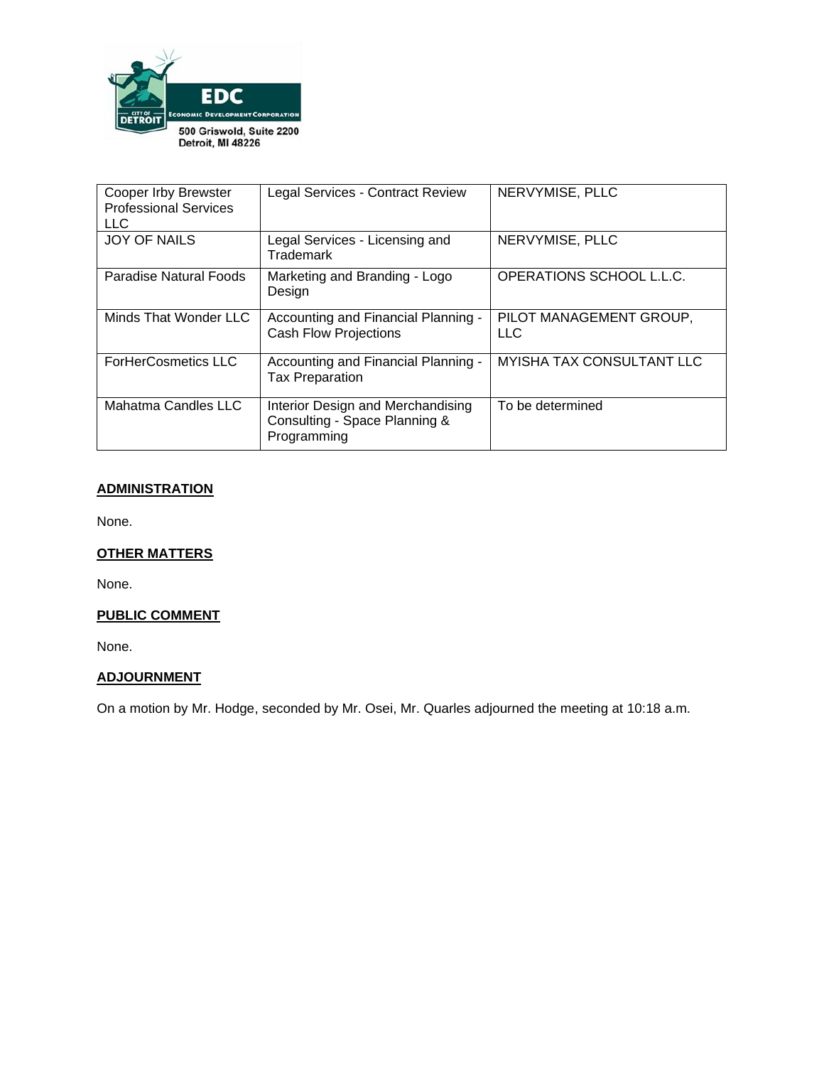| Cooper Irby Brewster Professional Services LLC | Legal Services - Contract Review | NERVYMISE, PLLC |
|---|---|---|
| JOY OF NAILS | Legal Services - Licensing and Trademark | NERVYMISE, PLLC |
| Paradise Natural Foods | Marketing and Branding - Logo Design | OPERATIONS SCHOOL L.L.C. |
| Minds That Wonder LLC | Accounting and Financial Planning - Cash Flow Projections | PILOT MANAGEMENT GROUP, LLC |
| ForHerCosmetics LLC | Accounting and Financial Planning - Tax Preparation | MYISHA TAX CONSULTANT LLC |
| Mahatma Candles LLC | Interior Design and Merchandising Consulting - Space Planning & Programming | To be determined |

## ADMINISTRATION

None.

## OTHER MATTERS

None.

## PUBLIC COMMENT

None.

## ADJOURNMENT

On a motion by Mr. Hodge, seconded by Mr. Osei, Mr. Quarles adjourned the meeting at 10:18 a.m.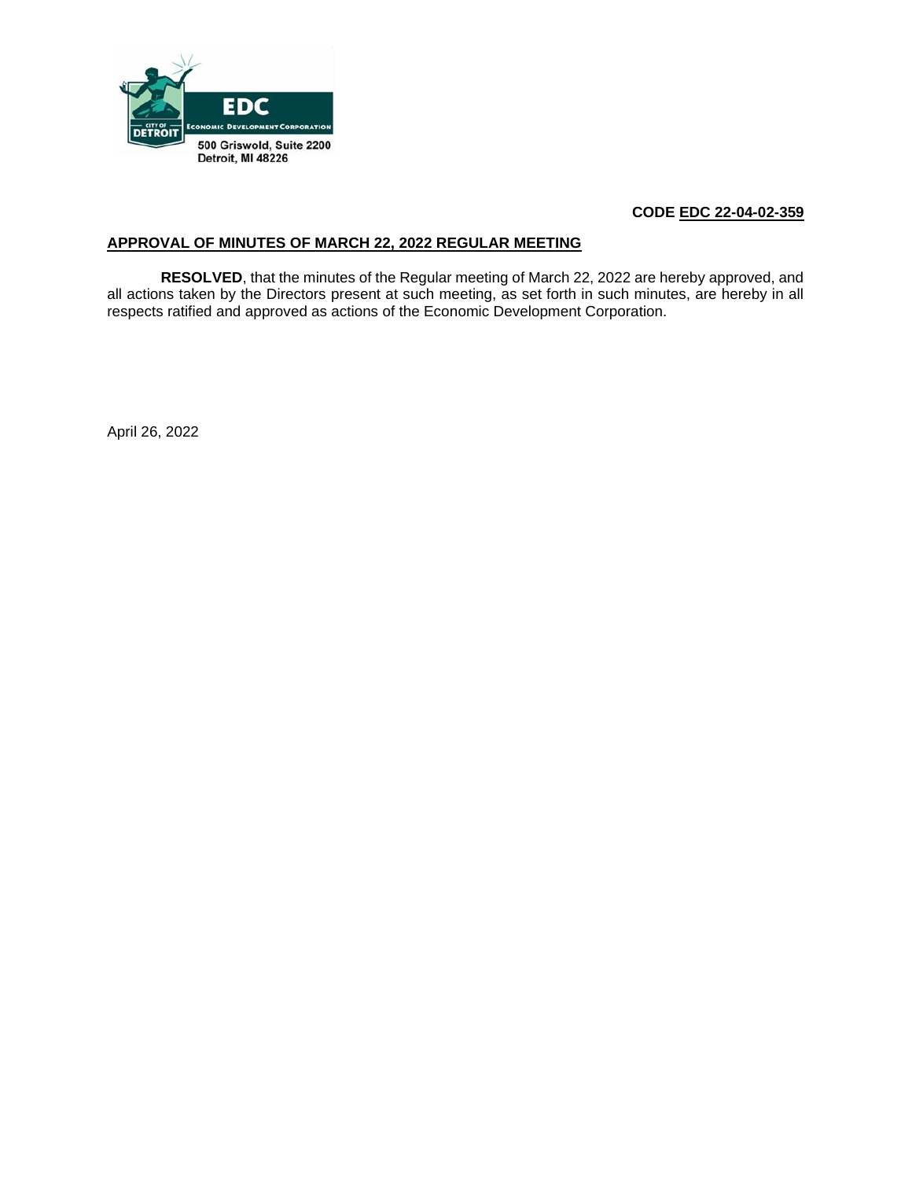EDC
ECONOMIC DEVELOPMENT CORPORATION
CITY OF DETROIT
500 Griswold, Suite 2200
Detroit, MI 48226

**CODE EDC 22-04-02-359**

## APPROVAL OF MINUTES OF MARCH 22, 2022 REGULAR MEETING

**RESOLVED**, that the minutes of the Regular meeting of March 22, 2022 are hereby approved, and all actions taken by the Directors present at such meeting, as set forth in such minutes, are hereby in all respects ratified and approved as actions of the Economic Development Corporation.

April 26, 2022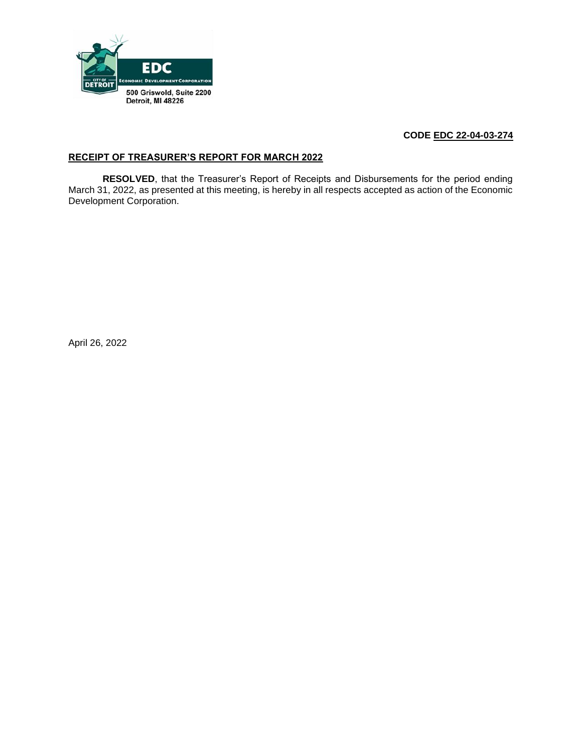EDC
ECONOMIC DEVELOPMENT CORPORATION
CITY OF DETROIT

500 Griswold, Suite 2200
Detroit, MI 48226

**CODE EDC 22-04-03-274**

## RECEIPT OF TREASURER'S REPORT FOR MARCH 2022

**RESOLVED**, that the Treasurer's Report of Receipts and Disbursements for the period ending March 31, 2022, as presented at this meeting, is hereby in all respects accepted as action of the Economic Development Corporation.

April 26, 2022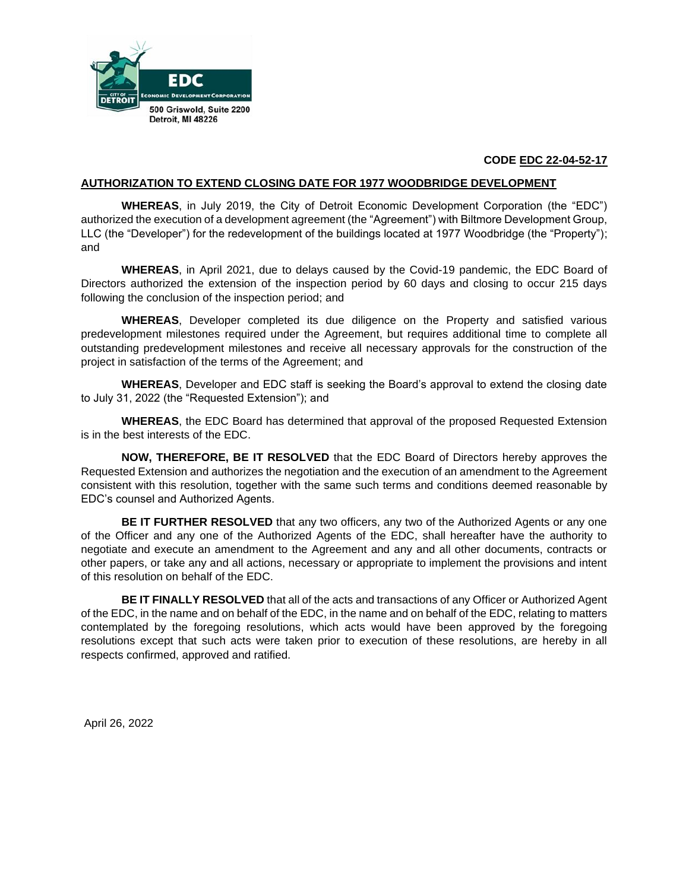EDC

Economic Development Corporation

City of Detroit

500 Griswold, Suite 2200
Detroit, MI 48226

**CODE EDC 22-04-52-17**

**AUTHORIZATION TO EXTEND CLOSING DATE FOR 1977 WOODBRIDGE DEVELOPMENT**

**WHEREAS**, in July 2019, the City of Detroit Economic Development Corporation (the "EDC") authorized the execution of a development agreement (the "Agreement") with Biltmore Development Group, LLC (the "Developer") for the redevelopment of the buildings located at 1977 Woodbridge (the "Property"); and

**WHEREAS**, in April 2021, due to delays caused by the Covid-19 pandemic, the EDC Board of Directors authorized the extension of the inspection period by 60 days and closing to occur 215 days following the conclusion of the inspection period; and

**WHEREAS**, Developer completed its due diligence on the Property and satisfied various predevelopment milestones required under the Agreement, but requires additional time to complete all outstanding predevelopment milestones and receive all necessary approvals for the construction of the project in satisfaction of the terms of the Agreement; and

**WHEREAS**, Developer and EDC staff is seeking the Board's approval to extend the closing date to July 31, 2022 (the "Requested Extension"); and

**WHEREAS**, the EDC Board has determined that approval of the proposed Requested Extension is in the best interests of the EDC.

**NOW, THEREFORE, BE IT RESOLVED** that the EDC Board of Directors hereby approves the Requested Extension and authorizes the negotiation and the execution of an amendment to the Agreement consistent with this resolution, together with the same such terms and conditions deemed reasonable by EDC's counsel and Authorized Agents.

**BE IT FURTHER RESOLVED** that any two officers, any two of the Authorized Agents or any one of the Officer and any one of the Authorized Agents of the EDC, shall hereafter have the authority to negotiate and execute an amendment to the Agreement and any and all other documents, contracts or other papers, or take any and all actions, necessary or appropriate to implement the provisions and intent of this resolution on behalf of the EDC.

**BE IT FINALLY RESOLVED** that all of the acts and transactions of any Officer or Authorized Agent of the EDC, in the name and on behalf of the EDC, in the name and on behalf of the EDC, relating to matters contemplated by the foregoing resolutions, which acts would have been approved by the foregoing resolutions except that such acts were taken prior to execution of these resolutions, are hereby in all respects confirmed, approved and ratified.

April 26, 2022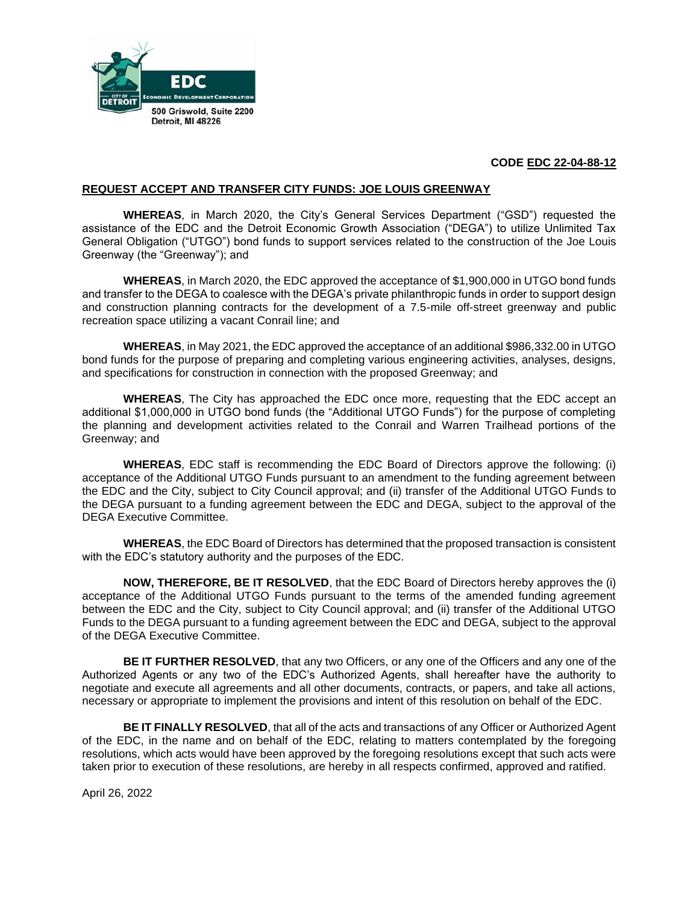EDC
ECONOMIC DEVELOPMENT CORPORATION
CITY OF DETROIT
500 Griswold, Suite 2200
Detroit, MI 48226

**CODE EDC 22-04-88-12**

**REQUEST ACCEPT AND TRANSFER CITY FUNDS: JOE LOUIS GREENWAY**

**WHEREAS**, in March 2020, the City's General Services Department ("GSD") requested the assistance of the EDC and the Detroit Economic Growth Association ("DEGA") to utilize Unlimited Tax General Obligation ("UTGO") bond funds to support services related to the construction of the Joe Louis Greenway (the "Greenway"); and

**WHEREAS**, in March 2020, the EDC approved the acceptance of $1,900,000 in UTGO bond funds and transfer to the DEGA to coalesce with the DEGA's private philanthropic funds in order to support design and construction planning contracts for the development of a 7.5-mile off-street greenway and public recreation space utilizing a vacant Conrail line; and

**WHEREAS**, in May 2021, the EDC approved the acceptance of an additional $986,332.00 in UTGO bond funds for the purpose of preparing and completing various engineering activities, analyses, designs, and specifications for construction in connection with the proposed Greenway; and

**WHEREAS**, The City has approached the EDC once more, requesting that the EDC accept an additional $1,000,000 in UTGO bond funds (the "Additional UTGO Funds") for the purpose of completing the planning and development activities related to the Conrail and Warren Trailhead portions of the Greenway; and

**WHEREAS**, EDC staff is recommending the EDC Board of Directors approve the following: (i) acceptance of the Additional UTGO Funds pursuant to an amendment to the funding agreement between the EDC and the City, subject to City Council approval; and (ii) transfer of the Additional UTGO Funds to the DEGA pursuant to a funding agreement between the EDC and DEGA, subject to the approval of the DEGA Executive Committee.

**WHEREAS**, the EDC Board of Directors has determined that the proposed transaction is consistent with the EDC's statutory authority and the purposes of the EDC.

**NOW, THEREFORE, BE IT RESOLVED**, that the EDC Board of Directors hereby approves the (i) acceptance of the Additional UTGO Funds pursuant to the terms of the amended funding agreement between the EDC and the City, subject to City Council approval; and (ii) transfer of the Additional UTGO Funds to the DEGA pursuant to a funding agreement between the EDC and DEGA, subject to the approval of the DEGA Executive Committee.

**BE IT FURTHER RESOLVED**, that any two Officers, or any one of the Officers and any one of the Authorized Agents or any two of the EDC's Authorized Agents, shall hereafter have the authority to negotiate and execute all agreements and all other documents, contracts, or papers, and take all actions, necessary or appropriate to implement the provisions and intent of this resolution on behalf of the EDC.

**BE IT FINALLY RESOLVED**, that all of the acts and transactions of any Officer or Authorized Agent of the EDC, in the name and on behalf of the EDC, relating to matters contemplated by the foregoing resolutions, which acts would have been approved by the foregoing resolutions except that such acts were taken prior to execution of these resolutions, are hereby in all respects confirmed, approved and ratified.

April 26, 2022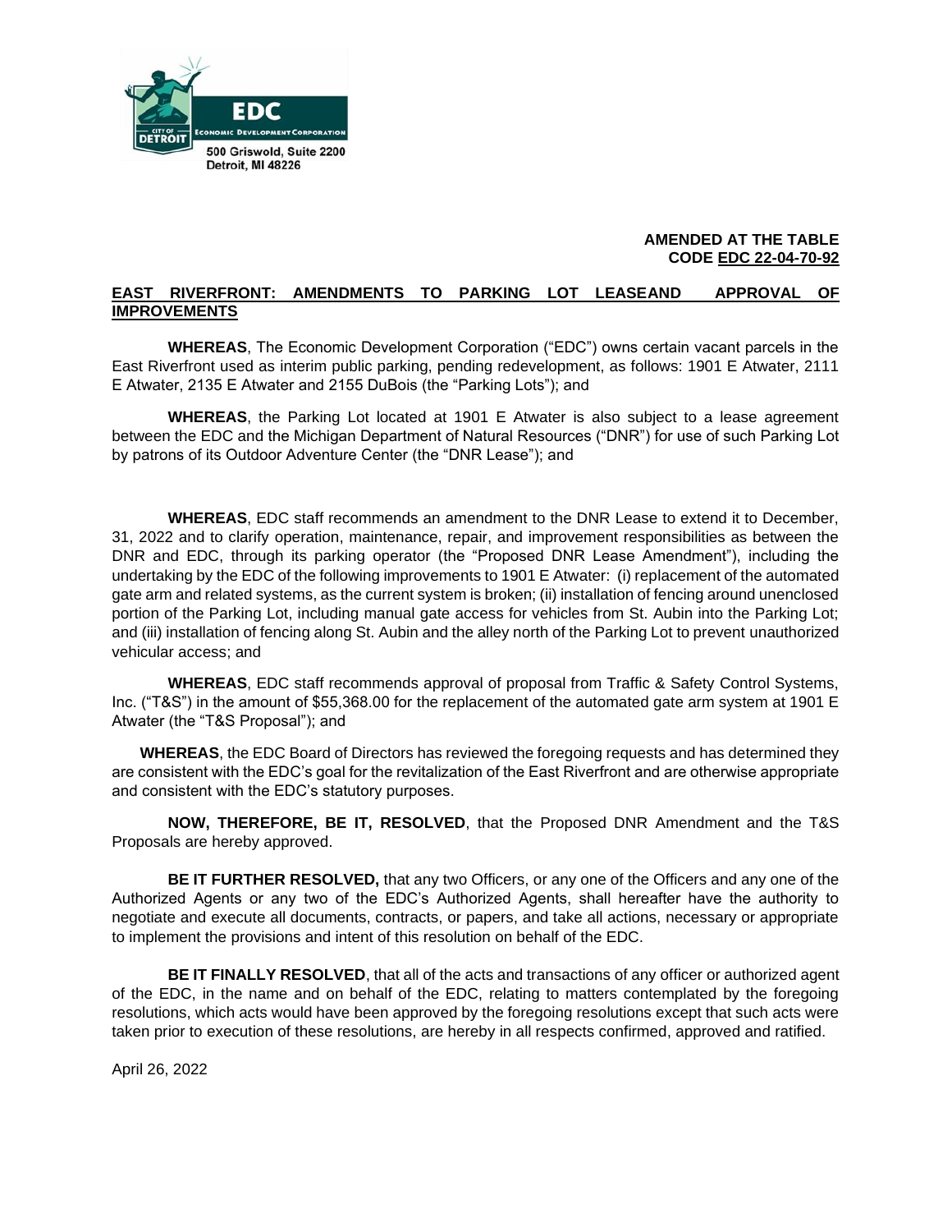EDC
ECONOMIC DEVELOPMENT CORPORATION
CITY OF DETROIT
500 Griswold, Suite 2200
Detroit, MI 48226

**AMENDED AT THE TABLE**
**CODE EDC 22-04-70-92**

**EAST RIVERFRONT: AMENDMENTS TO PARKING LOT LEASEAND APPROVAL OF IMPROVEMENTS**

**WHEREAS**, The Economic Development Corporation ("EDC") owns certain vacant parcels in the East Riverfront used as interim public parking, pending redevelopment, as follows: 1901 E Atwater, 2111 E Atwater, 2135 E Atwater and 2155 DuBois (the "Parking Lots"); and

**WHEREAS**, the Parking Lot located at 1901 E Atwater is also subject to a lease agreement between the EDC and the Michigan Department of Natural Resources ("DNR") for use of such Parking Lot by patrons of its Outdoor Adventure Center (the "DNR Lease"); and

**WHEREAS**, EDC staff recommends an amendment to the DNR Lease to extend it to December, 31, 2022 and to clarify operation, maintenance, repair, and improvement responsibilities as between the DNR and EDC, through its parking operator (the "Proposed DNR Lease Amendment"), including the undertaking by the EDC of the following improvements to 1901 E Atwater: (i) replacement of the automated gate arm and related systems, as the current system is broken; (ii) installation of fencing around unenclosed portion of the Parking Lot, including manual gate access for vehicles from St. Aubin into the Parking Lot; and (iii) installation of fencing along St. Aubin and the alley north of the Parking Lot to prevent unauthorized vehicular access; and

**WHEREAS**, EDC staff recommends approval of proposal from Traffic & Safety Control Systems, Inc. ("T&S") in the amount of $55,368.00 for the replacement of the automated gate arm system at 1901 E Atwater (the "T&S Proposal"); and

**WHEREAS**, the EDC Board of Directors has reviewed the foregoing requests and has determined they are consistent with the EDC's goal for the revitalization of the East Riverfront and are otherwise appropriate and consistent with the EDC's statutory purposes.

**NOW, THEREFORE, BE IT, RESOLVED**, that the Proposed DNR Amendment and the T&S Proposals are hereby approved.

**BE IT FURTHER RESOLVED,** that any two Officers, or any one of the Officers and any one of the Authorized Agents or any two of the EDC's Authorized Agents, shall hereafter have the authority to negotiate and execute all documents, contracts, or papers, and take all actions, necessary or appropriate to implement the provisions and intent of this resolution on behalf of the EDC.

**BE IT FINALLY RESOLVED**, that all of the acts and transactions of any officer or authorized agent of the EDC, in the name and on behalf of the EDC, relating to matters contemplated by the foregoing resolutions, which acts would have been approved by the foregoing resolutions except that such acts were taken prior to execution of these resolutions, are hereby in all respects confirmed, approved and ratified.

April 26, 2022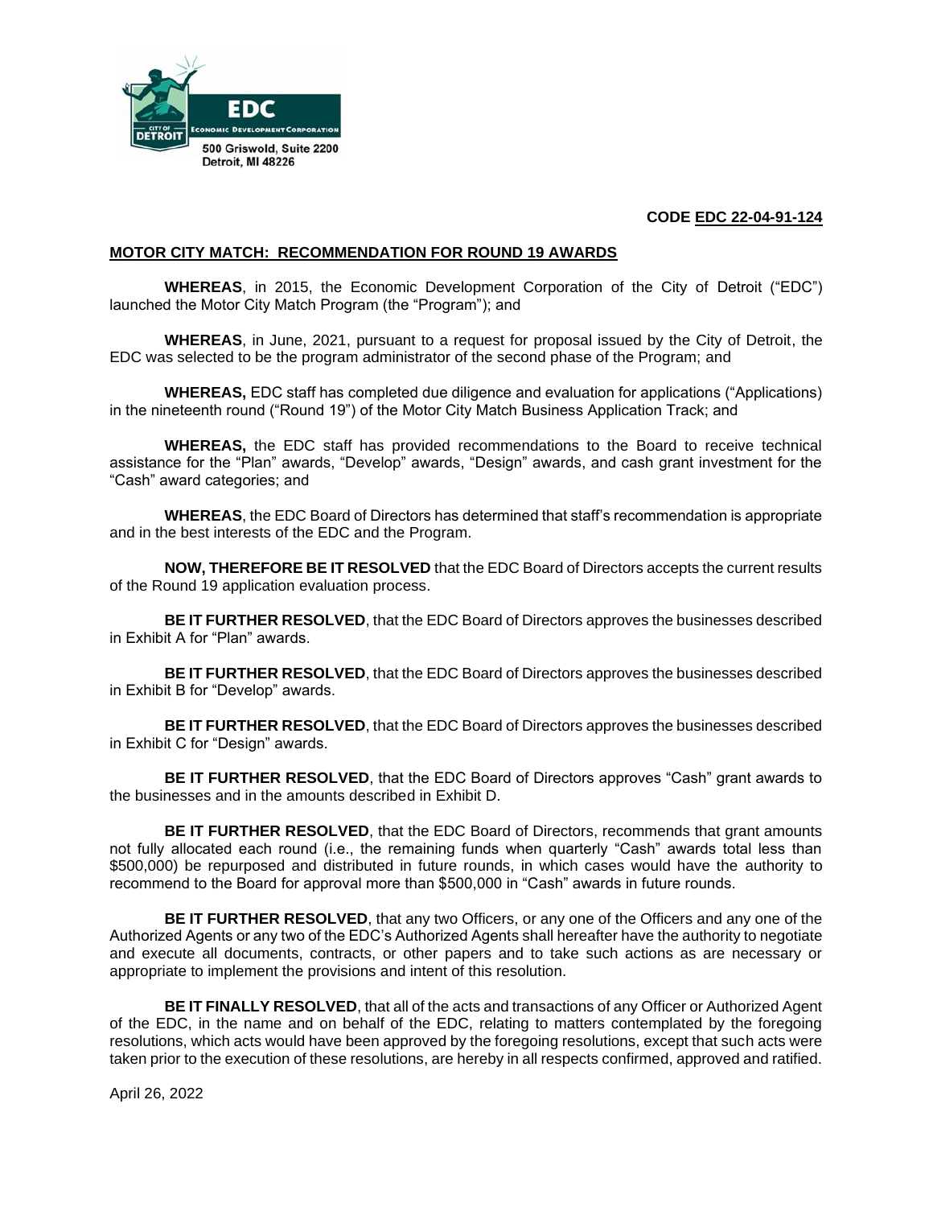EDC
ECONOMIC DEVELOPMENT CORPORATION
CITY OF DETROIT
500 Griswold, Suite 2200
Detroit, MI 48226

**CODE EDC 22-04-91-124**

**MOTOR CITY MATCH: RECOMMENDATION FOR ROUND 19 AWARDS**

**WHEREAS**, in 2015, the Economic Development Corporation of the City of Detroit ("EDC") launched the Motor City Match Program (the "Program"); and

**WHEREAS**, in June, 2021, pursuant to a request for proposal issued by the City of Detroit, the EDC was selected to be the program administrator of the second phase of the Program; and

**WHEREAS,** EDC staff has completed due diligence and evaluation for applications ("Applications) in the nineteenth round ("Round 19") of the Motor City Match Business Application Track; and

**WHEREAS,** the EDC staff has provided recommendations to the Board to receive technical assistance for the "Plan" awards, "Develop" awards, "Design" awards, and cash grant investment for the "Cash" award categories; and

**WHEREAS**, the EDC Board of Directors has determined that staff's recommendation is appropriate and in the best interests of the EDC and the Program.

**NOW, THEREFORE BE IT RESOLVED** that the EDC Board of Directors accepts the current results of the Round 19 application evaluation process.

**BE IT FURTHER RESOLVED**, that the EDC Board of Directors approves the businesses described in Exhibit A for "Plan" awards.

**BE IT FURTHER RESOLVED**, that the EDC Board of Directors approves the businesses described in Exhibit B for "Develop" awards.

**BE IT FURTHER RESOLVED**, that the EDC Board of Directors approves the businesses described in Exhibit C for "Design" awards.

**BE IT FURTHER RESOLVED**, that the EDC Board of Directors approves "Cash" grant awards to the businesses and in the amounts described in Exhibit D.

**BE IT FURTHER RESOLVED**, that the EDC Board of Directors, recommends that grant amounts not fully allocated each round (i.e., the remaining funds when quarterly "Cash" awards total less than $500,000) be repurposed and distributed in future rounds, in which cases would have the authority to recommend to the Board for approval more than $500,000 in "Cash" awards in future rounds.

**BE IT FURTHER RESOLVED**, that any two Officers, or any one of the Officers and any one of the Authorized Agents or any two of the EDC's Authorized Agents shall hereafter have the authority to negotiate and execute all documents, contracts, or other papers and to take such actions as are necessary or appropriate to implement the provisions and intent of this resolution.

**BE IT FINALLY RESOLVED**, that all of the acts and transactions of any Officer or Authorized Agent of the EDC, in the name and on behalf of the EDC, relating to matters contemplated by the foregoing resolutions, which acts would have been approved by the foregoing resolutions, except that such acts were taken prior to the execution of these resolutions, are hereby in all respects confirmed, approved and ratified.

April 26, 2022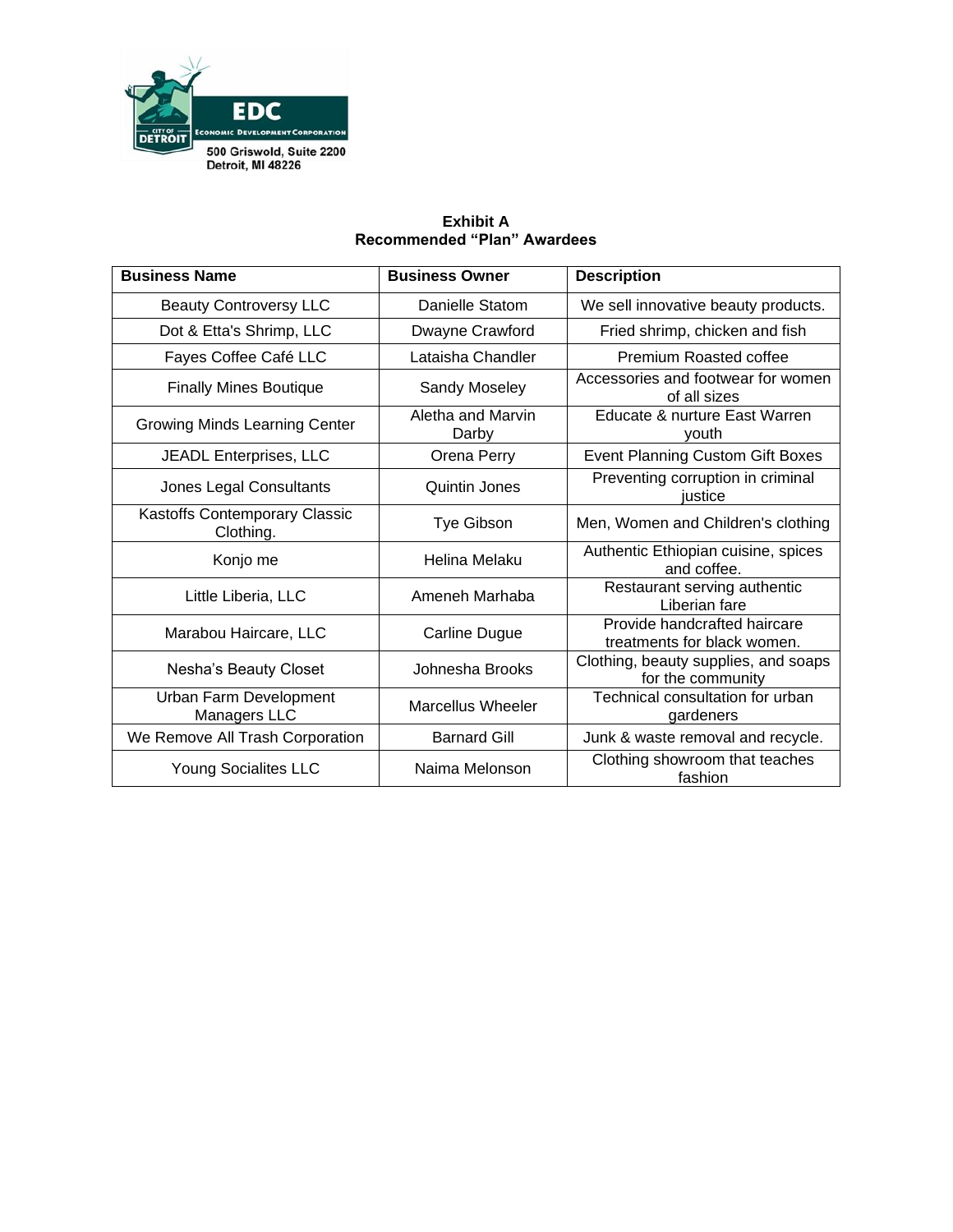EDC
ECONOMIC DEVELOPMENT CORPORATION
CITY OF DETROIT
500 Griswold, Suite 2200
Detroit, MI 48226

**Exhibit A**
**Recommended “Plan” Awardees**

| Business Name | Business Owner | Description |
|---|---|---|
| Beauty Controversy LLC | Danielle Statom | We sell innovative beauty products. |
| Dot & Etta's Shrimp, LLC | Dwayne Crawford | Fried shrimp, chicken and fish |
| Fayes Coffee Café LLC | Lataisha Chandler | Premium Roasted coffee |
| Finally Mines Boutique | Sandy Moseley | Accessories and footwear for women of all sizes |
| Growing Minds Learning Center | Aletha and Marvin Darby | Educate & nurture East Warren youth |
| JEADL Enterprises, LLC | Orena Perry | Event Planning Custom Gift Boxes |
| Jones Legal Consultants | Quintin Jones | Preventing corruption in criminal justice |
| Kastoffs Contemporary Classic Clothing. | Tye Gibson | Men, Women and Children's clothing |
| Konjo me | Helina Melaku | Authentic Ethiopian cuisine, spices and coffee. |
| Little Liberia, LLC | Ameneh Marhaba | Restaurant serving authentic Liberian fare |
| Marabou Haircare, LLC | Carline Dugue | Provide handcrafted haircare treatments for black women. |
| Nesha’s Beauty Closet | Johnesha Brooks | Clothing, beauty supplies, and soaps for the community |
| Urban Farm Development Managers LLC | Marcellus Wheeler | Technical consultation for urban gardeners |
| We Remove All Trash Corporation | Barnard Gill | Junk & waste removal and recycle. |
| Young Socialites LLC | Naima Melonson | Clothing showroom that teaches fashion |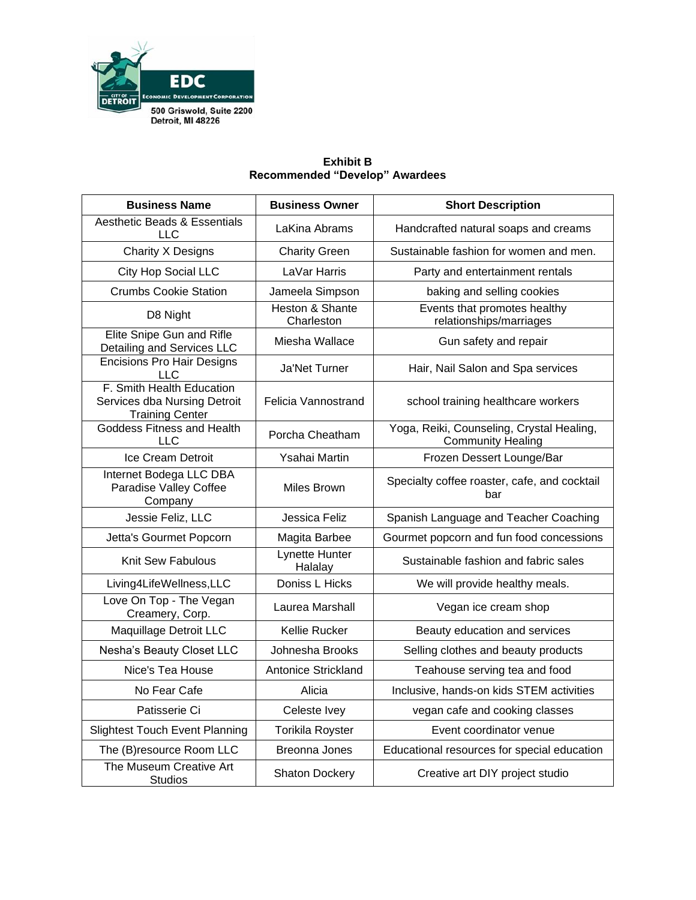EDC
Economic Development Corporation
City of Detroit
500 Griswold, Suite 2200
Detroit, MI 48226

**Exhibit B**
**Recommended "Develop" Awardees**

| Business Name | Business Owner | Short Description |
|---|---|---|
| Aesthetic Beads & Essentials LLC | LaKina Abrams | Handcrafted natural soaps and creams |
| Charity X Designs | Charity Green | Sustainable fashion for women and men. |
| City Hop Social LLC | LaVar Harris | Party and entertainment rentals |
| Crumbs Cookie Station | Jameela Simpson | baking and selling cookies |
| D8 Night | Heston & Shante Charleston | Events that promotes healthy relationships/marriages |
| Elite Snipe Gun and Rifle Detailing and Services LLC | Miesha Wallace | Gun safety and repair |
| Encisions Pro Hair Designs LLC | Ja'Net Turner | Hair, Nail Salon and Spa services |
| F. Smith Health Education Services dba Nursing Detroit Training Center | Felicia Vannostrand | school training healthcare workers |
| Goddess Fitness and Health LLC | Porcha Cheatham | Yoga, Reiki, Counseling, Crystal Healing, Community Healing |
| Ice Cream Detroit | Ysahai Martin | Frozen Dessert Lounge/Bar |
| Internet Bodega LLC DBA Paradise Valley Coffee Company | Miles Brown | Specialty coffee roaster, cafe, and cocktail bar |
| Jessie Feliz, LLC | Jessica Feliz | Spanish Language and Teacher Coaching |
| Jetta's Gourmet Popcorn | Magita Barbee | Gourmet popcorn and fun food concessions |
| Knit Sew Fabulous | Lynette Hunter Halalay | Sustainable fashion and fabric sales |
| Living4LifeWellness,LLC | Doniss L Hicks | We will provide healthy meals. |
| Love On Top - The Vegan Creamery, Corp. | Laurea Marshall | Vegan ice cream shop |
| Maquillage Detroit LLC | Kellie Rucker | Beauty education and services |
| Nesha's Beauty Closet LLC | Johnesha Brooks | Selling clothes and beauty products |
| Nice's Tea House | Antonice Strickland | Teahouse serving tea and food |
| No Fear Cafe | Alicia | Inclusive, hands-on kids STEM activities |
| Patisserie Ci | Celeste Ivey | vegan cafe and cooking classes |
| Slightest Touch Event Planning | Torikila Royster | Event coordinator venue |
| The (B)resource Room LLC | Breonna Jones | Educational resources for special education |
| The Museum Creative Art Studios | Shaton Dockery | Creative art DIY project studio |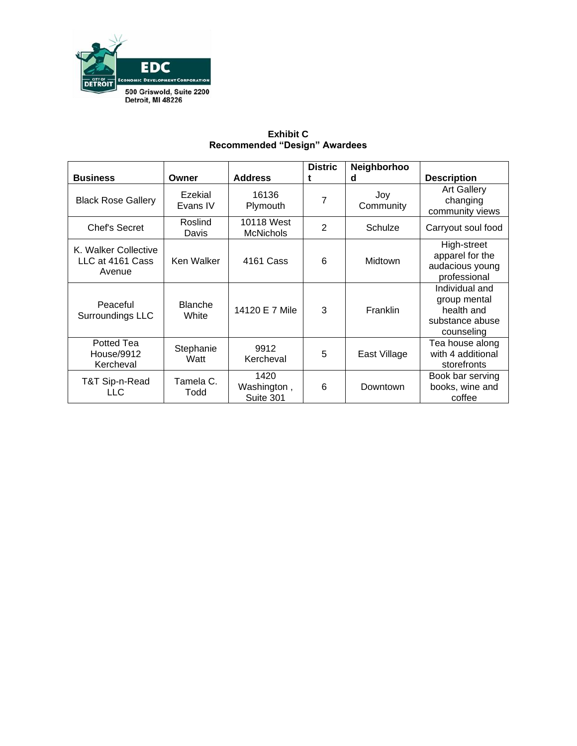EDC
City of Detroit
Economic Development Corporation
500 Griswold, Suite 2200
Detroit, MI 48226

**Exhibit C**
**Recommended "Design" Awardees**

| Business | Owner | Address | District | Neighborhood | Description |
|---|---|---|---|---|---|
| Black Rose Gallery | Ezekial Evans IV | 16136 Plymouth | 7 | Joy Community | Art Gallery changing community views |
| Chef's Secret | Roslind Davis | 10118 West McNichols | 2 | Schulze | Carryout soul food |
| K. Walker Collective LLC at 4161 Cass Avenue | Ken Walker | 4161 Cass | 6 | Midtown | High-street apparel for the audacious young professional |
| Peaceful Surroundings LLC | Blanche White | 14120 E 7 Mile | 3 | Franklin | Individual and group mental health and substance abuse counseling |
| Potted Tea House/9912 Kercheval | Stephanie Watt | 9912 Kercheval | 5 | East Village | Tea house along with 4 additional storefronts |
| T&T Sip-n-Read LLC | Tamela C. Todd | 1420 Washington , Suite 301 | 6 | Downtown | Book bar serving books, wine and coffee |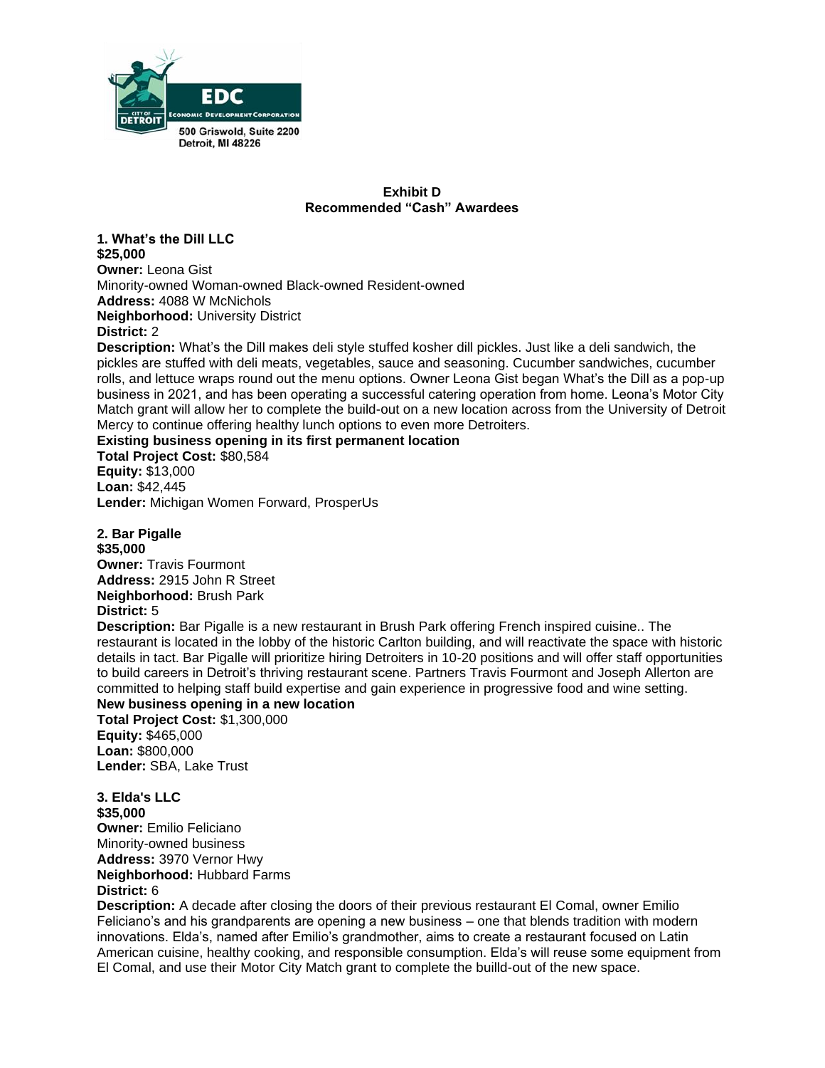EDC
ECONOMIC DEVELOPMENT CORPORATION
CITY OF DETROIT
500 Griswold, Suite 2200
Detroit, MI 48226

**Exhibit D**
**Recommended "Cash" Awardees**

**1. What's the Dill LLC**
**$25,000**
**Owner:** Leona Gist
Minority-owned Woman-owned Black-owned Resident-owned
**Address:** 4088 W McNichols
**Neighborhood:** University District
**District:** 2
**Description:** What's the Dill makes deli style stuffed kosher dill pickles. Just like a deli sandwich, the pickles are stuffed with deli meats, vegetables, sauce and seasoning. Cucumber sandwiches, cucumber rolls, and lettuce wraps round out the menu options. Owner Leona Gist began What's the Dill as a pop-up business in 2021, and has been operating a successful catering operation from home. Leona's Motor City Match grant will allow her to complete the build-out on a new location across from the University of Detroit Mercy to continue offering healthy lunch options to even more Detroiters.
**Existing business opening in its first permanent location**
**Total Project Cost:** $80,584
**Equity:** $13,000
**Loan:** $42,445
**Lender:** Michigan Women Forward, ProsperUs

**2. Bar Pigalle**
**$35,000**
**Owner:** Travis Fourmont
**Address:** 2915 John R Street
**Neighborhood:** Brush Park
**District:** 5
**Description:** Bar Pigalle is a new restaurant in Brush Park offering French inspired cuisine.. The restaurant is located in the lobby of the historic Carlton building, and will reactivate the space with historic details in tact. Bar Pigalle will prioritize hiring Detroiters in 10-20 positions and will offer staff opportunities to build careers in Detroit's thriving restaurant scene. Partners Travis Fourmont and Joseph Allerton are committed to helping staff build expertise and gain experience in progressive food and wine setting.
**New business opening in a new location**
**Total Project Cost:** $1,300,000
**Equity:** $465,000
**Loan:** $800,000
**Lender:** SBA, Lake Trust

**3. Elda's LLC**
**$35,000**
**Owner:** Emilio Feliciano
Minority-owned business
**Address:** 3970 Vernor Hwy
**Neighborhood:** Hubbard Farms
**District:** 6
**Description:** A decade after closing the doors of their previous restaurant El Comal, owner Emilio Feliciano's and his grandparents are opening a new business – one that blends tradition with modern innovations. Elda's, named after Emilio's grandmother, aims to create a restaurant focused on Latin American cuisine, healthy cooking, and responsible consumption. Elda's will reuse some equipment from El Comal, and use their Motor City Match grant to complete the builld-out of the new space.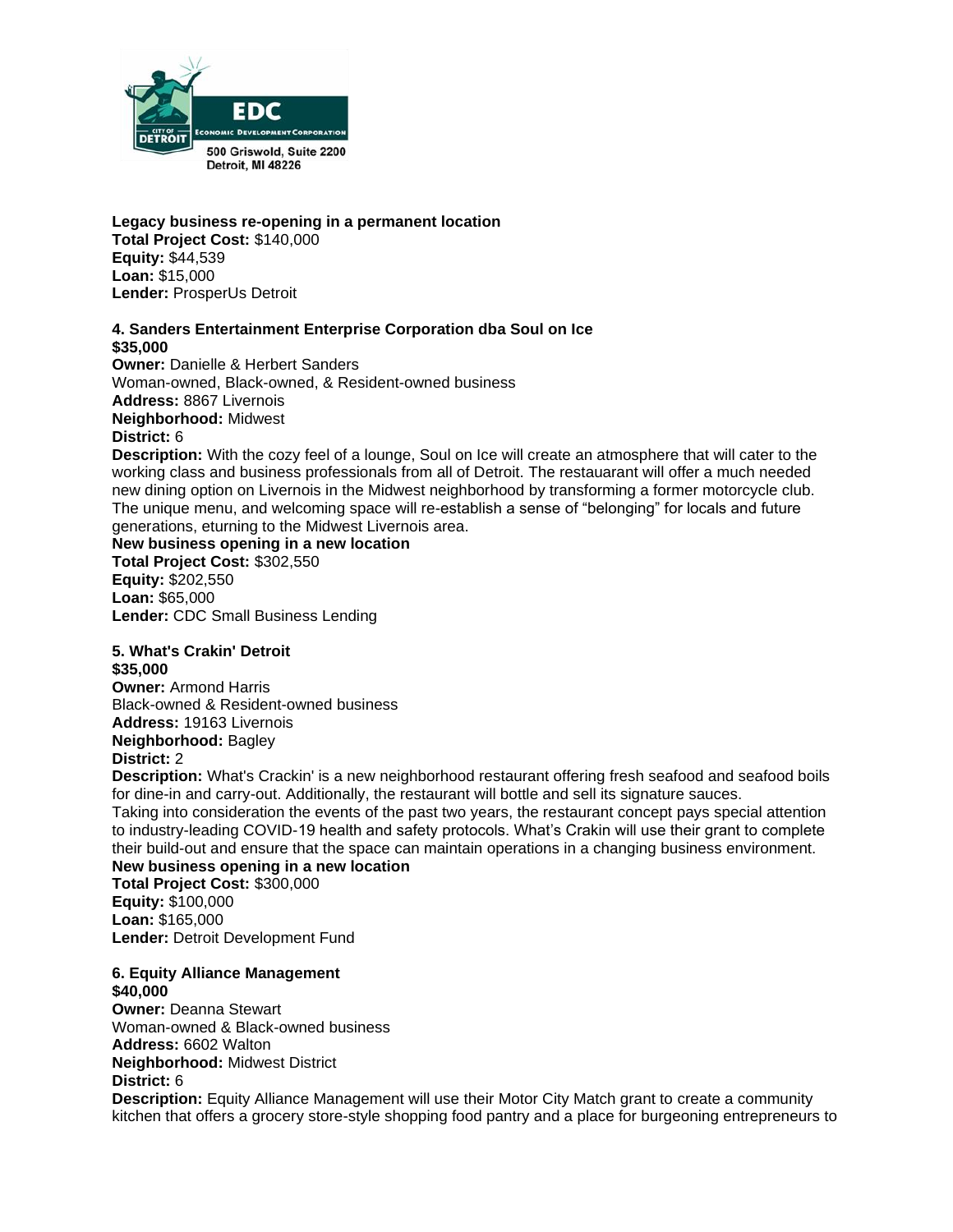EDC
Economic Development Corporation
City of Detroit
500 Griswold, Suite 2200
Detroit, MI 48226

**Legacy business re-opening in a permanent location**
**Total Project Cost:** $140,000
**Equity:** $44,539
**Loan:** $15,000
**Lender:** ProsperUs Detroit

**4. Sanders Entertainment Enterprise Corporation dba Soul on Ice**
**$35,000**
**Owner:** Danielle & Herbert Sanders
Woman-owned, Black-owned, & Resident-owned business
**Address:** 8867 Livernois
**Neighborhood:** Midwest
**District:** 6
**Description:** With the cozy feel of a lounge, Soul on Ice will create an atmosphere that will cater to the working class and business professionals from all of Detroit. The restauarant will offer a much needed new dining option on Livernois in the Midwest neighborhood by transforming a former motorcycle club. The unique menu, and welcoming space will re-establish a sense of "belonging" for locals and future generations, eturning to the Midwest Livernois area.
**New business opening in a new location**
**Total Project Cost:** $302,550
**Equity:** $202,550
**Loan:** $65,000
**Lender:** CDC Small Business Lending

**5. What's Crakin' Detroit**
**$35,000**
**Owner:** Armond Harris
Black-owned & Resident-owned business
**Address:** 19163 Livernois
**Neighborhood:** Bagley
**District:** 2
**Description:** What's Crackin' is a new neighborhood restaurant offering fresh seafood and seafood boils for dine-in and carry-out. Additionally, the restaurant will bottle and sell its signature sauces. Taking into consideration the events of the past two years, the restaurant concept pays special attention to industry-leading COVID-19 health and safety protocols. What's Crakin will use their grant to complete their build-out and ensure that the space can maintain operations in a changing business environment.
**New business opening in a new location**
**Total Project Cost:** $300,000
**Equity:** $100,000
**Loan:** $165,000
**Lender:** Detroit Development Fund

**6. Equity Alliance Management**
**$40,000**
**Owner:** Deanna Stewart
Woman-owned & Black-owned business
**Address:** 6602 Walton
**Neighborhood:** Midwest District
**District:** 6
**Description:** Equity Alliance Management will use their Motor City Match grant to create a community kitchen that offers a grocery store-style shopping food pantry and a place for burgeoning entrepreneurs to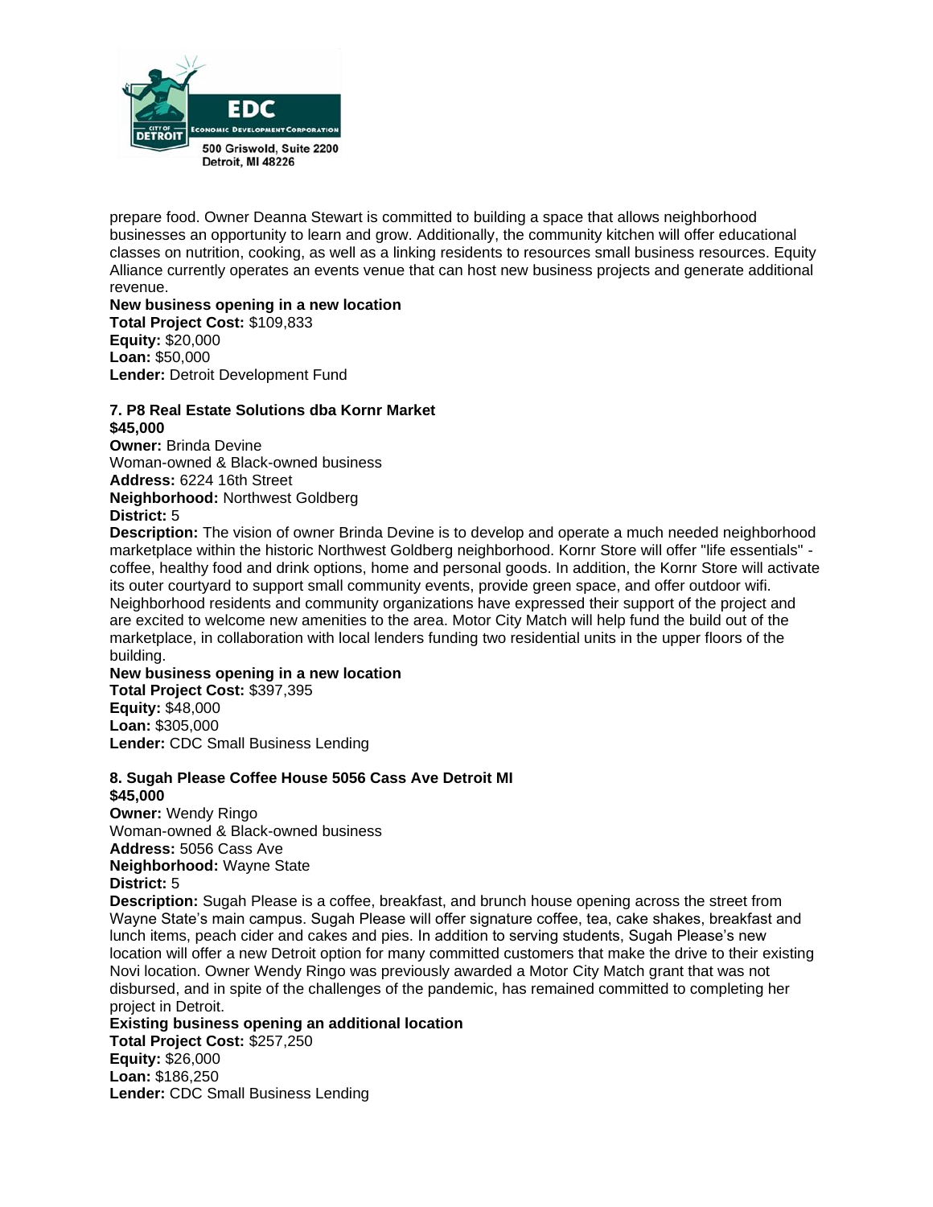prepare food. Owner Deanna Stewart is committed to building a space that allows neighborhood businesses an opportunity to learn and grow. Additionally, the community kitchen will offer educational classes on nutrition, cooking, as well as a linking residents to resources small business resources. Equity Alliance currently operates an events venue that can host new business projects and generate additional revenue.

**New business opening in a new location**
**Total Project Cost:** $109,833
**Equity:** $20,000
**Loan:** $50,000
**Lender:** Detroit Development Fund

**7. P8 Real Estate Solutions dba Kornr Market**
**$45,000**
**Owner:** Brinda Devine
Woman-owned & Black-owned business
**Address:** 6224 16th Street
**Neighborhood:** Northwest Goldberg
**District:** 5
**Description:** The vision of owner Brinda Devine is to develop and operate a much needed neighborhood marketplace within the historic Northwest Goldberg neighborhood. Kornr Store will offer "life essentials" - coffee, healthy food and drink options, home and personal goods. In addition, the Kornr Store will activate its outer courtyard to support small community events, provide green space, and offer outdoor wifi. Neighborhood residents and community organizations have expressed their support of the project and are excited to welcome new amenities to the area. Motor City Match will help fund the build out of the marketplace, in collaboration with local lenders funding two residential units in the upper floors of the building.
**New business opening in a new location**
**Total Project Cost:** $397,395
**Equity:** $48,000
**Loan:** $305,000
**Lender:** CDC Small Business Lending

**8. Sugah Please Coffee House 5056 Cass Ave Detroit MI**
**$45,000**
**Owner:** Wendy Ringo
Woman-owned & Black-owned business
**Address:** 5056 Cass Ave
**Neighborhood:** Wayne State
**District:** 5
**Description:** Sugah Please is a coffee, breakfast, and brunch house opening across the street from Wayne State's main campus. Sugah Please will offer signature coffee, tea, cake shakes, breakfast and lunch items, peach cider and cakes and pies. In addition to serving students, Sugah Please's new location will offer a new Detroit option for many committed customers that make the drive to their existing Novi location. Owner Wendy Ringo was previously awarded a Motor City Match grant that was not disbursed, and in spite of the challenges of the pandemic, has remained committed to completing her project in Detroit.
**Existing business opening an additional location**
**Total Project Cost:** $257,250
**Equity:** $26,000
**Loan:** $186,250
**Lender:** CDC Small Business Lending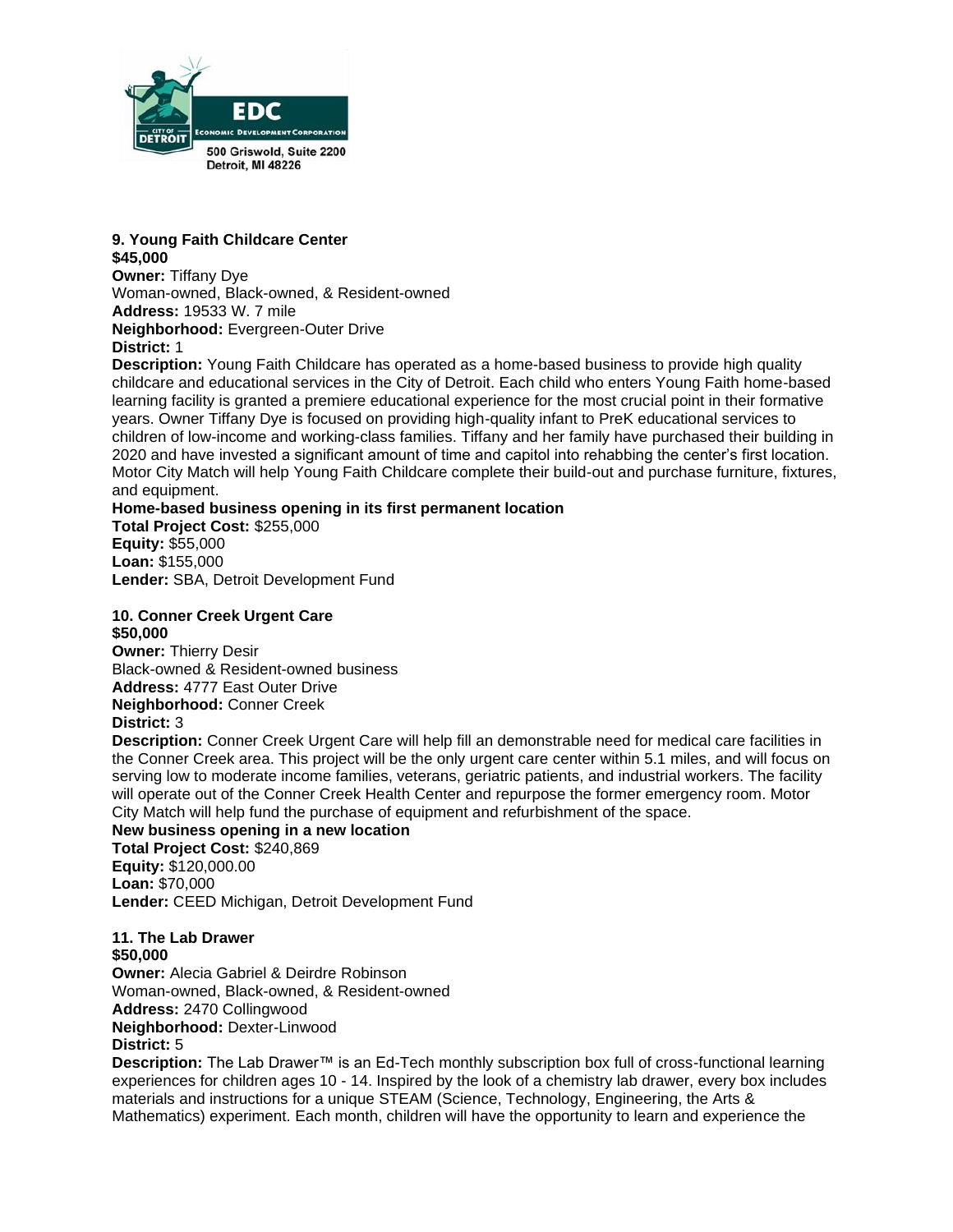**9. Young Faith Childcare Center**
**$45,000**
**Owner:** Tiffany Dye
Woman-owned, Black-owned, & Resident-owned
**Address:** 19533 W. 7 mile
**Neighborhood:** Evergreen-Outer Drive
**District:** 1
**Description:** Young Faith Childcare has operated as a home-based business to provide high quality childcare and educational services in the City of Detroit. Each child who enters Young Faith home-based learning facility is granted a premiere educational experience for the most crucial point in their formative years. Owner Tiffany Dye is focused on providing high-quality infant to PreK educational services to children of low-income and working-class families. Tiffany and her family have purchased their building in 2020 and have invested a significant amount of time and capitol into rehabbing the center's first location. Motor City Match will help Young Faith Childcare complete their build-out and purchase furniture, fixtures, and equipment.
**Home-based business opening in its first permanent location**
**Total Project Cost:** $255,000
**Equity:** $55,000
**Loan:** $155,000
**Lender:** SBA, Detroit Development Fund

**10. Conner Creek Urgent Care**
**$50,000**
**Owner:** Thierry Desir
Black-owned & Resident-owned business
**Address:** 4777 East Outer Drive
**Neighborhood:** Conner Creek
**District:** 3
**Description:** Conner Creek Urgent Care will help fill an demonstrable need for medical care facilities in the Conner Creek area. This project will be the only urgent care center within 5.1 miles, and will focus on serving low to moderate income families, veterans, geriatric patients, and industrial workers. The facility will operate out of the Conner Creek Health Center and repurpose the former emergency room. Motor City Match will help fund the purchase of equipment and refurbishment of the space.
**New business opening in a new location**
**Total Project Cost:** $240,869
**Equity:** $120,000.00
**Loan:** $70,000
**Lender:** CEED Michigan, Detroit Development Fund

**11. The Lab Drawer**
**$50,000**
**Owner:** Alecia Gabriel & Deirdre Robinson
Woman-owned, Black-owned, & Resident-owned
**Address:** 2470 Collingwood
**Neighborhood:** Dexter-Linwood
**District:** 5
**Description:** The Lab Drawer™ is an Ed-Tech monthly subscription box full of cross-functional learning experiences for children ages 10 - 14. Inspired by the look of a chemistry lab drawer, every box includes materials and instructions for a unique STEAM (Science, Technology, Engineering, the Arts & Mathematics) experiment. Each month, children will have the opportunity to learn and experience the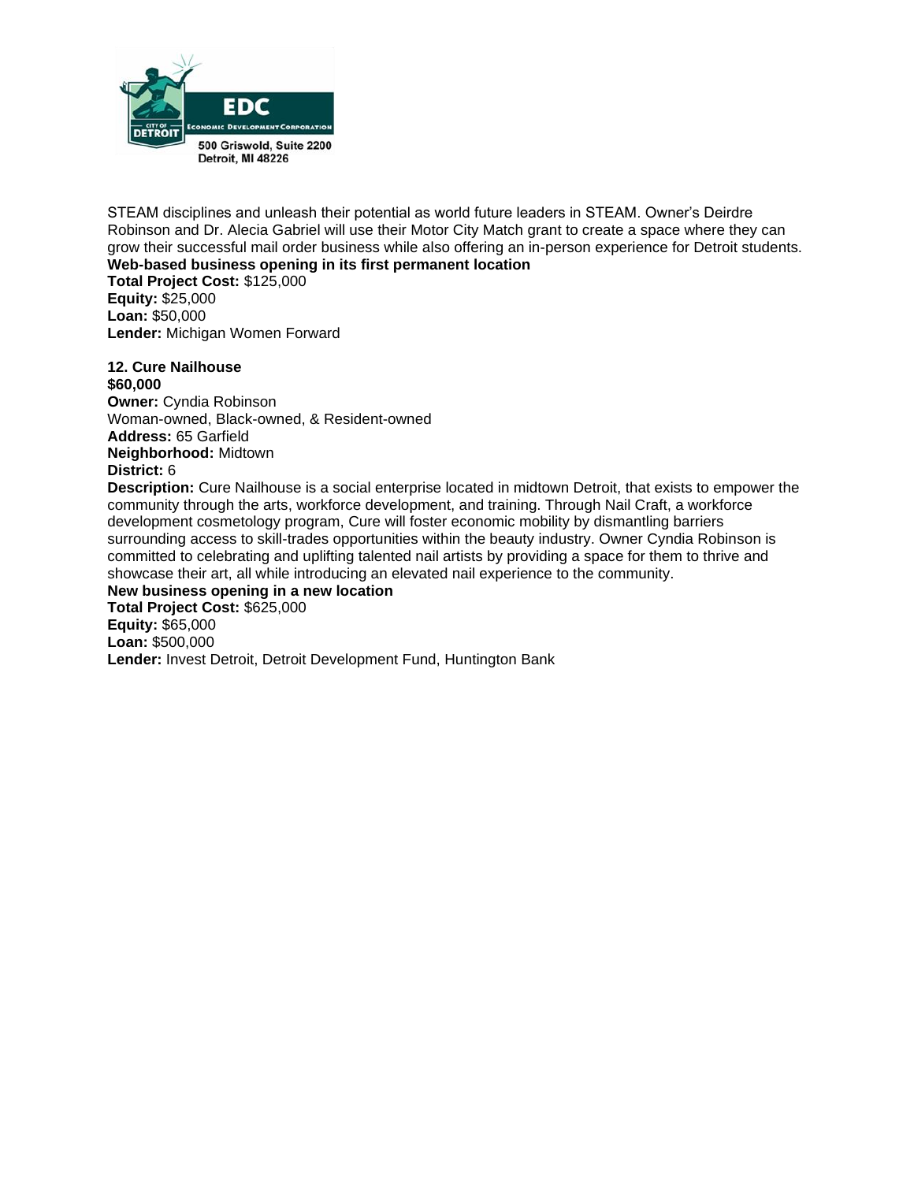STEAM disciplines and unleash their potential as world future leaders in STEAM. Owner's Deirdre Robinson and Dr. Alecia Gabriel will use their Motor City Match grant to create a space where they can grow their successful mail order business while also offering an in-person experience for Detroit students.
**Web-based business opening in its first permanent location**
**Total Project Cost:** $125,000
**Equity:** $25,000
**Loan:** $50,000
**Lender:** Michigan Women Forward

**12. Cure Nailhouse**
**$60,000**
**Owner:** Cyndia Robinson
Woman-owned, Black-owned, & Resident-owned
**Address:** 65 Garfield
**Neighborhood:** Midtown
**District:** 6
**Description:** Cure Nailhouse is a social enterprise located in midtown Detroit, that exists to empower the community through the arts, workforce development, and training. Through Nail Craft, a workforce development cosmetology program, Cure will foster economic mobility by dismantling barriers surrounding access to skill-trades opportunities within the beauty industry. Owner Cyndia Robinson is committed to celebrating and uplifting talented nail artists by providing a space for them to thrive and showcase their art, all while introducing an elevated nail experience to the community.
**New business opening in a new location**
**Total Project Cost:** $625,000
**Equity:** $65,000
**Loan:** $500,000
**Lender:** Invest Detroit, Detroit Development Fund, Huntington Bank